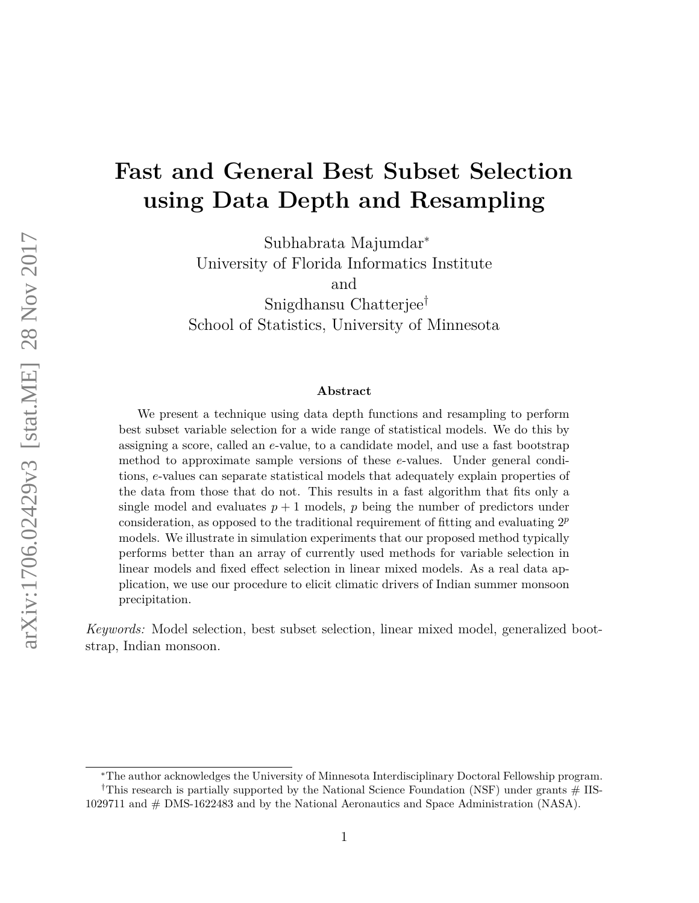# Fast and General Best Subset Selection using Data Depth and Resampling

Subhabrata Majumdar[*]
University of Florida Informatics Institute
and
Snigdhansu Chatterjee[†]
School of Statistics, University of Minnesota

### Abstract

We present a technique using data depth functions and resampling to perform best subset variable selection for a wide range of statistical models. We do this by assigning a score, called an *e*-value, to a candidate model, and use a fast bootstrap method to approximate sample versions of these *e*-values. Under general conditions, *e*-values can separate statistical models that adequately explain properties of the data from those that do not. This results in a fast algorithm that fits only a single model and evaluates $p + 1$ models, $p$ being the number of predictors under consideration, as opposed to the traditional requirement of fitting and evaluating $2^p$ models. We illustrate in simulation experiments that our proposed method typically performs better than an array of currently used methods for variable selection in linear models and fixed effect selection in linear mixed models. As a real data application, we use our procedure to elicit climatic drivers of Indian summer monsoon precipitation.

*Keywords:* Model selection, best subset selection, linear mixed model, generalized bootstrap, Indian monsoon.

---

[*]The author acknowledges the University of Minnesota Interdisciplinary Doctoral Fellowship program.

[†]This research is partially supported by the National Science Foundation (NSF) under grants # IIS-1029711 and # DMS-1622483 and by the National Aeronautics and Space Administration (NASA).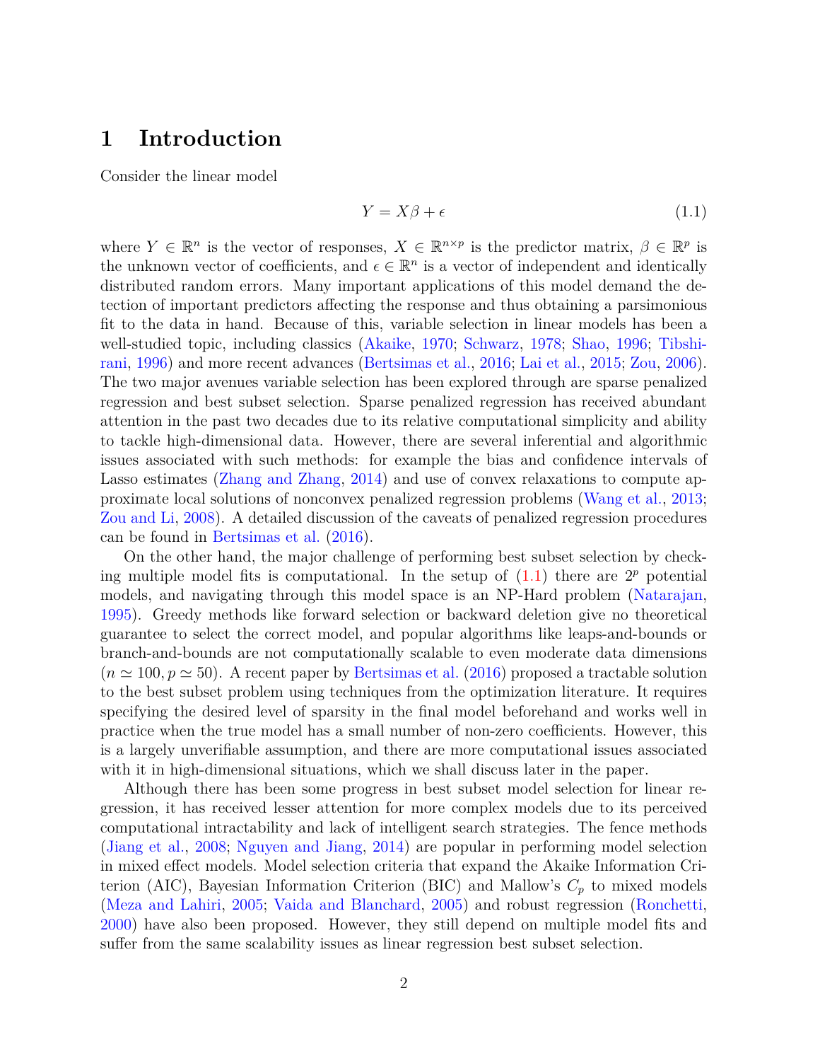# 1 Introduction

Consider the linear model

$$Y = X\beta + \epsilon \tag{1.1}$$

where $Y \in \mathbb{R}^n$ is the vector of responses, $X \in \mathbb{R}^{n \times p}$ is the predictor matrix, $\beta \in \mathbb{R}^p$ is the unknown vector of coefficients, and $\epsilon \in \mathbb{R}^n$ is a vector of independent and identically distributed random errors. Many important applications of this model demand the detection of important predictors affecting the response and thus obtaining a parsimonious fit to the data in hand. Because of this, variable selection in linear models has been a well-studied topic, including classics (Akaike, 1970; Schwarz, 1978; Shao, 1996; Tibshirani, 1996) and more recent advances (Bertsimas et al., 2016; Lai et al., 2015; Zou, 2006). The two major avenues variable selection has been explored through are sparse penalized regression and best subset selection. Sparse penalized regression has received abundant attention in the past two decades due to its relative computational simplicity and ability to tackle high-dimensional data. However, there are several inferential and algorithmic issues associated with such methods: for example the bias and confidence intervals of Lasso estimates (Zhang and Zhang, 2014) and use of convex relaxations to compute approximate local solutions of nonconvex penalized regression problems (Wang et al., 2013; Zou and Li, 2008). A detailed discussion of the caveats of penalized regression procedures can be found in Bertsimas et al. (2016).

On the other hand, the major challenge of performing best subset selection by checking multiple model fits is computational. In the setup of (1.1) there are $2^p$ potential models, and navigating through this model space is an NP-Hard problem (Natarajan, 1995). Greedy methods like forward selection or backward deletion give no theoretical guarantee to select the correct model, and popular algorithms like leaps-and-bounds or branch-and-bounds are not computationally scalable to even moderate data dimensions ($n \simeq 100, p \simeq 50$). A recent paper by Bertsimas et al. (2016) proposed a tractable solution to the best subset problem using techniques from the optimization literature. It requires specifying the desired level of sparsity in the final model beforehand and works well in practice when the true model has a small number of non-zero coefficients. However, this is a largely unverifiable assumption, and there are more computational issues associated with it in high-dimensional situations, which we shall discuss later in the paper.

Although there has been some progress in best subset model selection for linear regression, it has received lesser attention for more complex models due to its perceived computational intractability and lack of intelligent search strategies. The fence methods (Jiang et al., 2008; Nguyen and Jiang, 2014) are popular in performing model selection in mixed effect models. Model selection criteria that expand the Akaike Information Criterion (AIC), Bayesian Information Criterion (BIC) and Mallow's $C_p$ to mixed models (Meza and Lahiri, 2005; Vaida and Blanchard, 2005) and robust regression (Ronchetti, 2000) have also been proposed. However, they still depend on multiple model fits and suffer from the same scalability issues as linear regression best subset selection.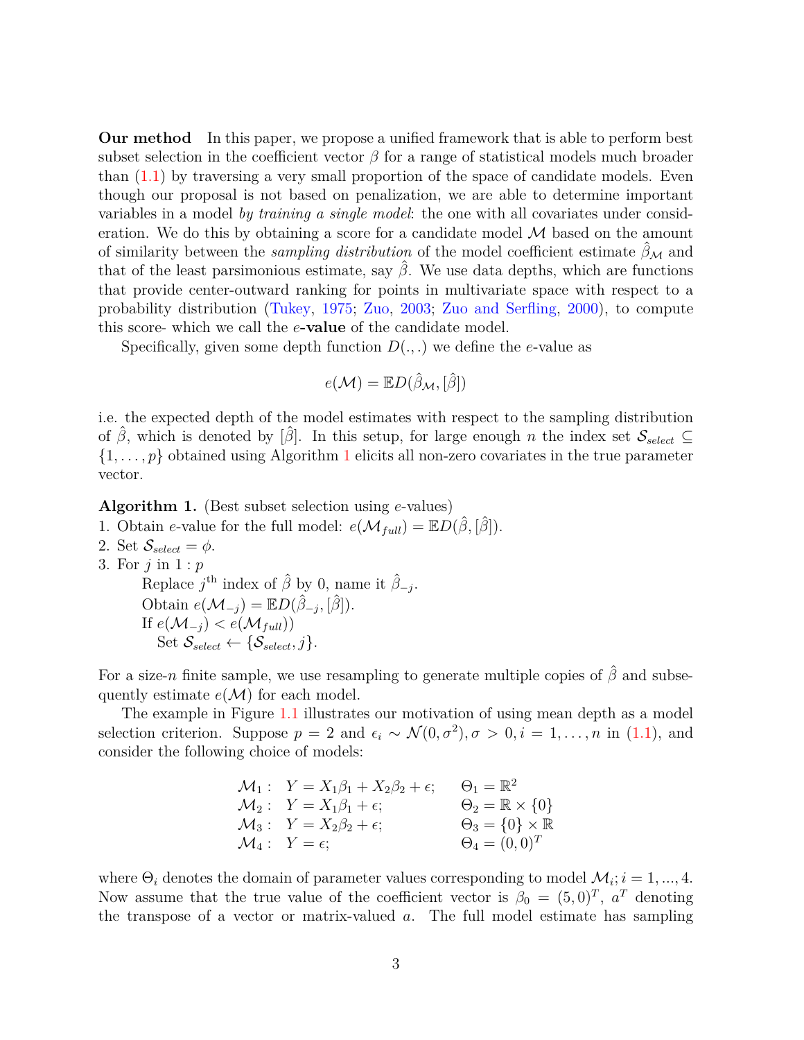**Our method** In this paper, we propose a unified framework that is able to perform best subset selection in the coefficient vector $\beta$ for a range of statistical models much broader than (1.1) by traversing a very small proportion of the space of candidate models. Even though our proposal is not based on penalization, we are able to determine important variables in a model *by training a single model*: the one with all covariates under consideration. We do this by obtaining a score for a candidate model $\mathcal{M}$ based on the amount of similarity between the *sampling distribution* of the model coefficient estimate $\hat{\beta}_{\mathcal{M}}$ and that of the least parsimonious estimate, say $\hat{\beta}$. We use data depths, which are functions that provide center-outward ranking for points in multivariate space with respect to a probability distribution (Tukey, 1975; Zuo, 2003; Zuo and Serfling, 2000), to compute this score- which we call the $e$**-value** of the candidate model.

Specifically, given some depth function $D(.,.)$ we define the $e$-value as

$$e(\mathcal{M}) = \mathbb{E} D(\hat{\beta}_{\mathcal{M}}, [\hat{\beta}])$$

i.e. the expected depth of the model estimates with respect to the sampling distribution of $\hat{\beta}$, which is denoted by $[\hat{\beta}]$. In this setup, for large enough $n$ the index set $\mathcal{S}_{select} \subseteq \{1, \ldots, p\}$ obtained using Algorithm 1 elicits all non-zero covariates in the true parameter vector.

**Algorithm 1.** (Best subset selection using $e$-values)

1. Obtain $e$-value for the full model: $e(\mathcal{M}_{full}) = \mathbb{E} D(\hat{\beta}, [\hat{\beta}])$.
2. Set $\mathcal{S}_{select} = \phi$.
3. For $j$ in $1:p$
   - Replace $j^{\text{th}}$ index of $\hat{\beta}$ by 0, name it $\hat{\beta}_{-j}$.
   - Obtain $e(\mathcal{M}_{-j}) = \mathbb{E} D(\hat{\beta}_{-j}, [\hat{\beta}])$.
   - If $e(\mathcal{M}_{-j}) < e(\mathcal{M}_{full}))$
     - Set $\mathcal{S}_{select} \leftarrow \{\mathcal{S}_{select}, j\}$.

For a size-$n$ finite sample, we use resampling to generate multiple copies of $\hat{\beta}$ and subsequently estimate $e(\mathcal{M})$ for each model.

The example in Figure 1.1 illustrates our motivation of using mean depth as a model selection criterion. Suppose $p = 2$ and $\epsilon_i \sim \mathcal{N}(0, \sigma^2), \sigma > 0, i = 1, \ldots, n$ in (1.1), and consider the following choice of models:

$$
\begin{array}{lll}
\mathcal{M}_1: & Y = X_1\beta_1 + X_2\beta_2 + \epsilon; & \Theta_1 = \mathbb{R}^2 \\
\mathcal{M}_2: & Y = X_1\beta_1 + \epsilon; & \Theta_2 = \mathbb{R} \times \{0\} \\
\mathcal{M}_3: & Y = X_2\beta_2 + \epsilon; & \Theta_3 = \{0\} \times \mathbb{R} \\
\mathcal{M}_4: & Y = \epsilon; & \Theta_4 = (0, 0)^T
\end{array}
$$

where $\Theta_i$ denotes the domain of parameter values corresponding to model $\mathcal{M}_i; i = 1, ..., 4$. Now assume that the true value of the coefficient vector is $\beta_0 = (5, 0)^T$, $a^T$ denoting the transpose of a vector or matrix-valued $a$. The full model estimate has sampling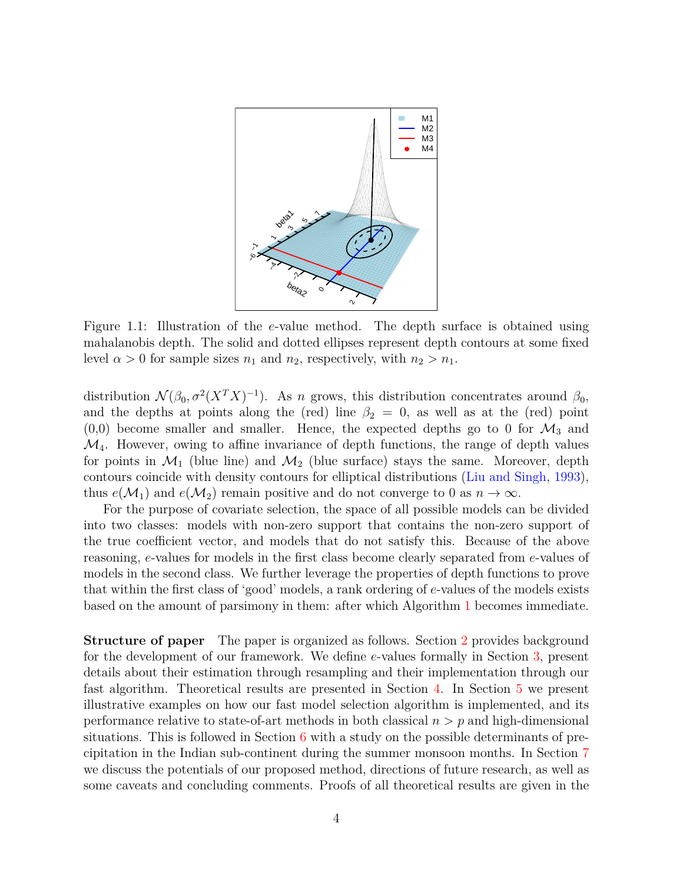Figure 1.1: Illustration of the $e$-value method. The depth surface is obtained using mahalanobis depth. The solid and dotted ellipses represent depth contours at some fixed level $\alpha > 0$ for sample sizes $n_1$ and $n_2$, respectively, with $n_2 > n_1$.

distribution $\mathcal{N}(\beta_0, \sigma^2(X^T X)^{-1})$. As $n$ grows, this distribution concentrates around $\beta_0$, and the depths at points along the (red) line $\beta_2 = 0$, as well as at the (red) point (0,0) become smaller and smaller. Hence, the expected depths go to 0 for $\mathcal{M}_3$ and $\mathcal{M}_4$. However, owing to affine invariance of depth functions, the range of depth values for points in $\mathcal{M}_1$ (blue line) and $\mathcal{M}_2$ (blue surface) stays the same. Moreover, depth contours coincide with density contours for elliptical distributions (Liu and Singh, 1993), thus $e(\mathcal{M}_1)$ and $e(\mathcal{M}_2)$ remain positive and do not converge to 0 as $n \to \infty$.

For the purpose of covariate selection, the space of all possible models can be divided into two classes: models with non-zero support that contains the non-zero support of the true coefficient vector, and models that do not satisfy this. Because of the above reasoning, $e$-values for models in the first class become clearly separated from $e$-values of models in the second class. We further leverage the properties of depth functions to prove that within the first class of 'good' models, a rank ordering of $e$-values of the models exists based on the amount of parsimony in them: after which Algorithm 1 becomes immediate.

**Structure of paper** The paper is organized as follows. Section 2 provides background for the development of our framework. We define $e$-values formally in Section 3, present details about their estimation through resampling and their implementation through our fast algorithm. Theoretical results are presented in Section 4. In Section 5 we present illustrative examples on how our fast model selection algorithm is implemented, and its performance relative to state-of-art methods in both classical $n > p$ and high-dimensional situations. This is followed in Section 6 with a study on the possible determinants of precipitation in the Indian sub-continent during the summer monsoon months. In Section 7 we discuss the potentials of our proposed method, directions of future research, as well as some caveats and concluding comments. Proofs of all theoretical results are given in the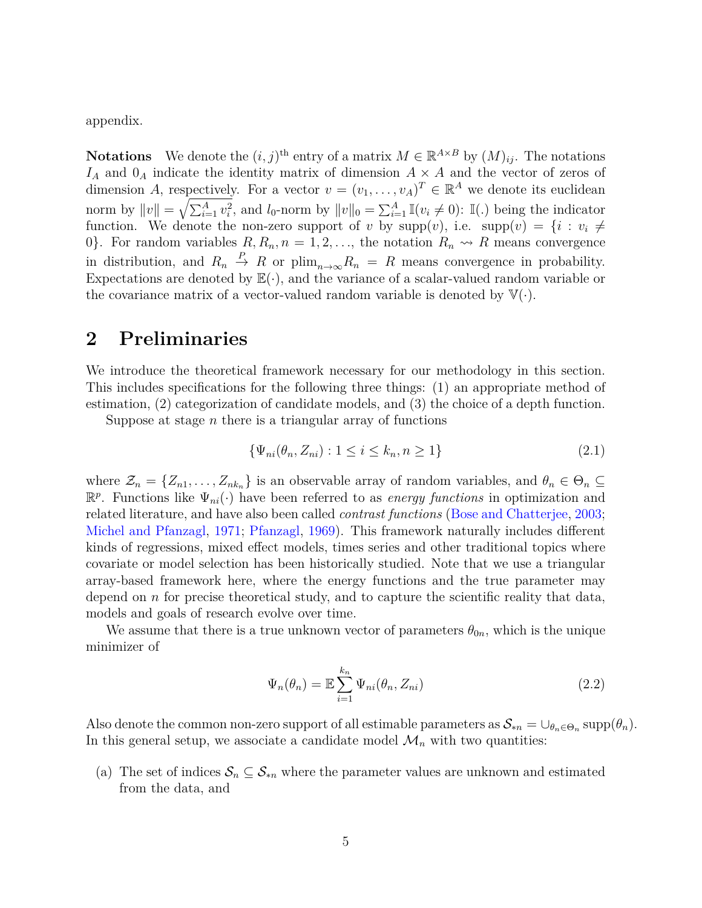appendix.

**Notations** We denote the $(i,j)^{\text{th}}$ entry of a matrix $M \in \mathbb{R}^{A \times B}$ by $(M)_{ij}$. The notations $I_A$ and $0_A$ indicate the identity matrix of dimension $A \times A$ and the vector of zeros of dimension $A$, respectively. For a vector $v = (v_1, \ldots, v_A)^T \in \mathbb{R}^A$ we denote its euclidean norm by $\|v\| = \sqrt{\sum_{i=1}^A v_i^2}$, and $l_0$-norm by $\|v\|_0 = \sum_{i=1}^A \mathbb{I}(v_i \neq 0)$: $\mathbb{I}(.)$ being the indicator function. We denote the non-zero support of $v$ by supp$(v)$, i.e. supp$(v) = \{i : v_i \neq 0\}$. For random variables $R, R_n, n = 1, 2, \ldots$, the notation $R_n \rightsquigarrow R$ means convergence in distribution, and $R_n \xrightarrow{P} R$ or $\text{plim}_{n\to\infty} R_n = R$ means convergence in probability. Expectations are denoted by $\mathbb{E}(\cdot)$, and the variance of a scalar-valued random variable or the covariance matrix of a vector-valued random variable is denoted by $\mathbb{V}(\cdot)$.

## 2 Preliminaries

We introduce the theoretical framework necessary for our methodology in this section. This includes specifications for the following three things: (1) an appropriate method of estimation, (2) categorization of candidate models, and (3) the choice of a depth function.

Suppose at stage $n$ there is a triangular array of functions

$$\{\Psi_{ni}(\theta_n, Z_{ni}) : 1 \leq i \leq k_n, n \geq 1\} \tag{2.1}$$

where $\mathcal{Z}_n = \{Z_{n1}, \ldots, Z_{nk_n}\}$ is an observable array of random variables, and $\theta_n \in \Theta_n \subseteq \mathbb{R}^p$. Functions like $\Psi_{ni}(\cdot)$ have been referred to as *energy functions* in optimization and related literature, and have also been called *contrast functions* (Bose and Chatterjee, 2003; Michel and Pfanzagl, 1971; Pfanzagl, 1969). This framework naturally includes different kinds of regressions, mixed effect models, times series and other traditional topics where covariate or model selection has been historically studied. Note that we use a triangular array-based framework here, where the energy functions and the true parameter may depend on $n$ for precise theoretical study, and to capture the scientific reality that data, models and goals of research evolve over time.

We assume that there is a true unknown vector of parameters $\theta_{0n}$, which is the unique minimizer of

$$\Psi_n(\theta_n) = \mathbb{E} \sum_{i=1}^{k_n} \Psi_{ni}(\theta_n, Z_{ni}) \tag{2.2}$$

Also denote the common non-zero support of all estimable parameters as $\mathcal{S}_{*n} = \cup_{\theta_n \in \Theta_n} \text{supp}(\theta_n)$. In this general setup, we associate a candidate model $\mathcal{M}_n$ with two quantities:

(a) The set of indices $\mathcal{S}_n \subseteq \mathcal{S}_{*n}$ where the parameter values are unknown and estimated from the data, and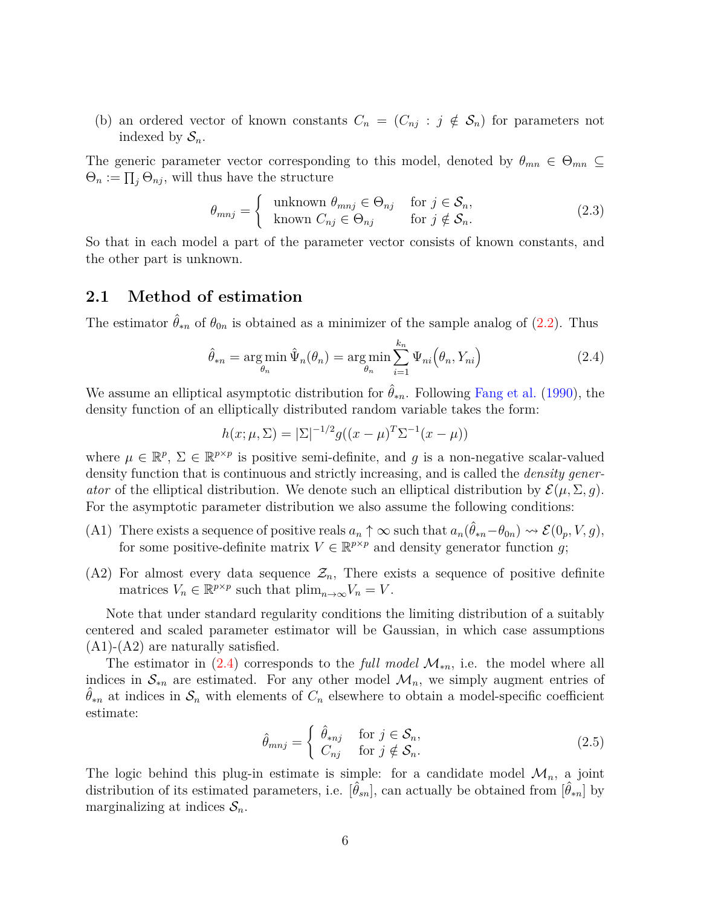(b) an ordered vector of known constants $C_n = (C_{nj} : j \notin \mathcal{S}_n)$ for parameters not indexed by $\mathcal{S}_n$.

The generic parameter vector corresponding to this model, denoted by $\theta_{mn} \in \Theta_{mn} \subseteq \Theta_n := \prod_j \Theta_{nj}$, will thus have the structure

$$\theta_{mnj} = \begin{cases} \text{unknown } \theta_{mnj} \in \Theta_{nj} & \text{for } j \in \mathcal{S}_n, \\ \text{known } C_{nj} \in \Theta_{nj} & \text{for } j \notin \mathcal{S}_n. \end{cases} \tag{2.3}$$

So that in each model a part of the parameter vector consists of known constants, and the other part is unknown.

## 2.1 Method of estimation

The estimator $\hat{\theta}_{*n}$ of $\theta_{0n}$ is obtained as a minimizer of the sample analog of (2.2). Thus

$$\hat{\theta}_{*n} = \arg\min_{\theta_n} \hat{\Psi}_n(\theta_n) = \arg\min_{\theta_n} \sum_{i=1}^{k_n} \Psi_{ni}\Big(\theta_n, Y_{ni}\Big) \tag{2.4}$$

We assume an elliptical asymptotic distribution for $\hat{\theta}_{*n}$. Following Fang et al. (1990), the density function of an elliptically distributed random variable takes the form:

$$h(x; \mu, \Sigma) = |\Sigma|^{-1/2} g((x-\mu)^T \Sigma^{-1}(x-\mu))$$

where $\mu \in \mathbb{R}^p$, $\Sigma \in \mathbb{R}^{p \times p}$ is positive semi-definite, and $g$ is a non-negative scalar-valued density function that is continuous and strictly increasing, and is called the *density generator* of the elliptical distribution. We denote such an elliptical distribution by $\mathcal{E}(\mu, \Sigma, g)$. For the asymptotic parameter distribution we also assume the following conditions:

(A1) There exists a sequence of positive reals $a_n \uparrow \infty$ such that $a_n(\hat{\theta}_{*n} - \theta_{0n}) \rightsquigarrow \mathcal{E}(0_p, V, g)$, for some positive-definite matrix $V \in \mathbb{R}^{p \times p}$ and density generator function $g$;

(A2) For almost every data sequence $\mathcal{Z}_n$, There exists a sequence of positive definite matrices $V_n \in \mathbb{R}^{p \times p}$ such that $\text{plim}_{n \to \infty} V_n = V$.

Note that under standard regularity conditions the limiting distribution of a suitably centered and scaled parameter estimator will be Gaussian, in which case assumptions (A1)-(A2) are naturally satisfied.

The estimator in (2.4) corresponds to the *full model* $\mathcal{M}_{*n}$, i.e. the model where all indices in $\mathcal{S}_{*n}$ are estimated. For any other model $\mathcal{M}_n$, we simply augment entries of $\hat{\theta}_{*n}$ at indices in $\mathcal{S}_n$ with elements of $C_n$ elsewhere to obtain a model-specific coefficient estimate:

$$\hat{\theta}_{mnj} = \begin{cases} \hat{\theta}_{*nj} & \text{for } j \in \mathcal{S}_n, \\ C_{nj} & \text{for } j \notin \mathcal{S}_n. \end{cases} \tag{2.5}$$

The logic behind this plug-in estimate is simple: for a candidate model $\mathcal{M}_n$, a joint distribution of its estimated parameters, i.e. $[\hat{\theta}_{sn}]$, can actually be obtained from $[\hat{\theta}_{*n}]$ by marginalizing at indices $\mathcal{S}_n$.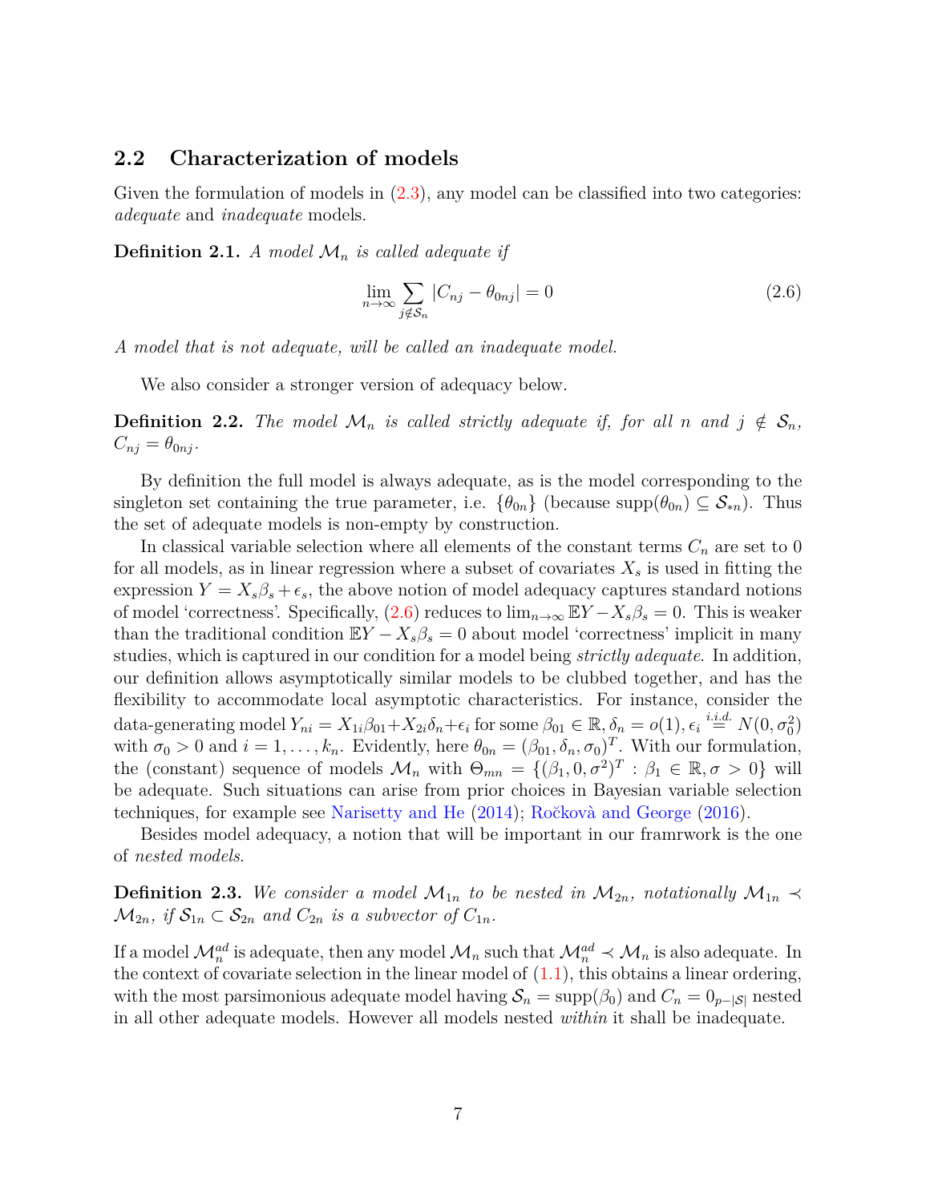## 2.2 Characterization of models

Given the formulation of models in (2.3), any model can be classified into two categories: *adequate* and *inadequate* models.

**Definition 2.1.** *A model $\mathcal{M}_n$ is called adequate if*

$$\lim_{n\to\infty} \sum_{j \notin \mathcal{S}_n} |C_{nj} - \theta_{0nj}| = 0 \tag{2.6}$$

*A model that is not adequate, will be called an inadequate model.*

We also consider a stronger version of adequacy below.

**Definition 2.2.** *The model $\mathcal{M}_n$ is called strictly adequate if, for all $n$ and $j \notin \mathcal{S}_n$, $C_{nj} = \theta_{0nj}$.*

By definition the full model is always adequate, as is the model corresponding to the singleton set containing the true parameter, i.e. $\{\theta_{0n}\}$ (because $\text{supp}(\theta_{0n}) \subseteq \mathcal{S}_{*n}$). Thus the set of adequate models is non-empty by construction.

In classical variable selection where all elements of the constant terms $C_n$ are set to 0 for all models, as in linear regression where a subset of covariates $X_s$ is used in fitting the expression $Y = X_s\beta_s + \epsilon_s$, the above notion of model adequacy captures standard notions of model 'correctness'. Specifically, (2.6) reduces to $\lim_{n\to\infty} \mathbb{E}Y - X_s\beta_s = 0$. This is weaker than the traditional condition $\mathbb{E}Y - X_s\beta_s = 0$ about model 'correctness' implicit in many studies, which is captured in our condition for a model being *strictly adequate*. In addition, our definition allows asymptotically similar models to be clubbed together, and has the flexibility to accommodate local asymptotic characteristics. For instance, consider the data-generating model $Y_{ni} = X_{1i}\beta_{01} + X_{2i}\delta_n + \epsilon_i$ for some $\beta_{01} \in \mathbb{R}$, $\delta_n = o(1)$, $\epsilon_i \overset{i.i.d.}{=} N(0, \sigma_0^2)$ with $\sigma_0 > 0$ and $i = 1, \ldots, k_n$. Evidently, here $\theta_{0n} = (\beta_{01}, \delta_n, \sigma_0)^T$. With our formulation, the (constant) sequence of models $\mathcal{M}_n$ with $\Theta_{mn} = \{(\beta_1, 0, \sigma^2)^T : \beta_1 \in \mathbb{R}, \sigma > 0\}$ will be adequate. Such situations can arise from prior choices in Bayesian variable selection techniques, for example see Narisetty and He (2014); Ročkovà and George (2016).

Besides model adequacy, a notion that will be important in our framrwork is the one of *nested models*.

**Definition 2.3.** *We consider a model $\mathcal{M}_{1n}$ to be nested in $\mathcal{M}_{2n}$, notationally $\mathcal{M}_{1n} \prec \mathcal{M}_{2n}$, if $\mathcal{S}_{1n} \subset \mathcal{S}_{2n}$ and $C_{2n}$ is a subvector of $C_{1n}$.*

If a model $\mathcal{M}_n^{ad}$ is adequate, then any model $\mathcal{M}_n$ such that $\mathcal{M}_n^{ad} \prec \mathcal{M}_n$ is also adequate. In the context of covariate selection in the linear model of (1.1), this obtains a linear ordering, with the most parsimonious adequate model having $\mathcal{S}_n = \text{supp}(\beta_0)$ and $C_n = 0_{p-|\mathcal{S}|}$ nested in all other adequate models. However all models nested *within* it shall be inadequate.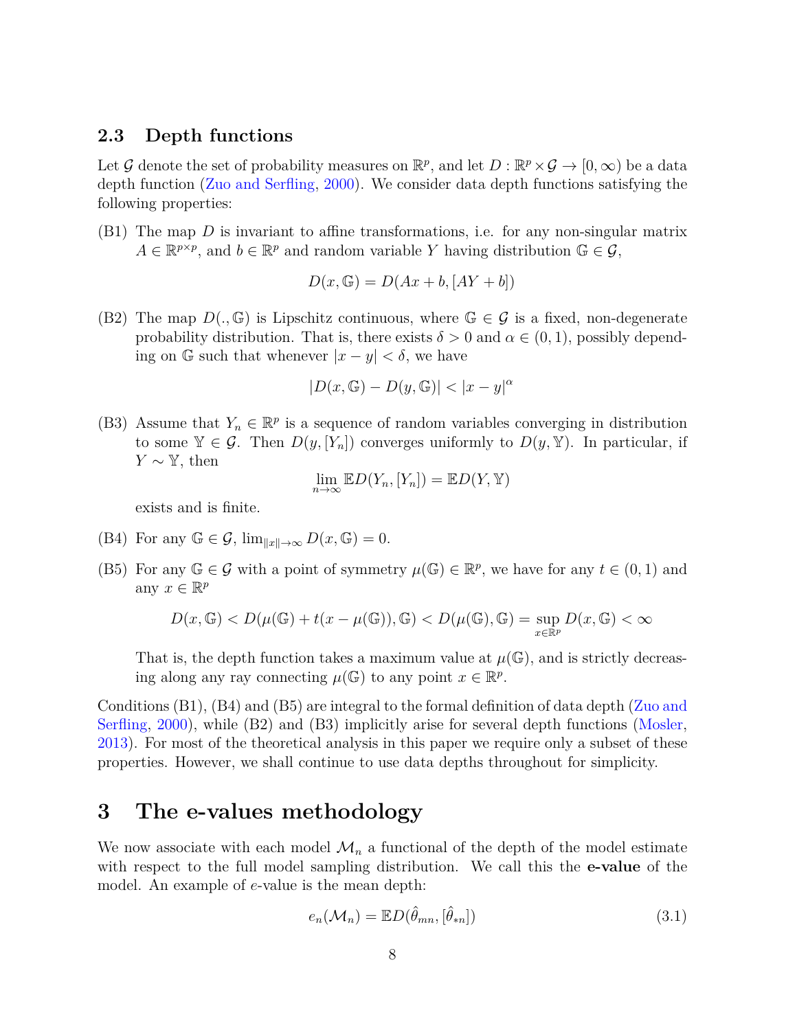### 2.3 Depth functions

Let $\mathcal{G}$ denote the set of probability measures on $\mathbb{R}^p$, and let $D : \mathbb{R}^p \times \mathcal{G} \to [0, \infty)$ be a data depth function (Zuo and Serfling, 2000). We consider data depth functions satisfying the following properties:

(B1) The map $D$ is invariant to affine transformations, i.e. for any non-singular matrix $A \in \mathbb{R}^{p \times p}$, and $b \in \mathbb{R}^p$ and random variable $Y$ having distribution $\mathbb{G} \in \mathcal{G}$,

$$D(x, \mathbb{G}) = D(Ax + b, [AY + b])$$

(B2) The map $D(., \mathbb{G})$ is Lipschitz continuous, where $\mathbb{G} \in \mathcal{G}$ is a fixed, non-degenerate probability distribution. That is, there exists $\delta > 0$ and $\alpha \in (0, 1)$, possibly depending on $\mathbb{G}$ such that whenever $|x - y| < \delta$, we have

$$|D(x, \mathbb{G}) - D(y, \mathbb{G})| < |x - y|^\alpha$$

(B3) Assume that $Y_n \in \mathbb{R}^p$ is a sequence of random variables converging in distribution to some $\mathbb{Y} \in \mathcal{G}$. Then $D(y, [Y_n])$ converges uniformly to $D(y, \mathbb{Y})$. In particular, if $Y \sim \mathbb{Y}$, then

$$\lim_{n \to \infty} \mathbb{E} D(Y_n, [Y_n]) = \mathbb{E} D(Y, \mathbb{Y})$$

exists and is finite.

(B4) For any $\mathbb{G} \in \mathcal{G}$, $\lim_{\|x\| \to \infty} D(x, \mathbb{G}) = 0$.

(B5) For any $\mathbb{G} \in \mathcal{G}$ with a point of symmetry $\mu(\mathbb{G}) \in \mathbb{R}^p$, we have for any $t \in (0, 1)$ and any $x \in \mathbb{R}^p$

$$D(x, \mathbb{G}) < D(\mu(\mathbb{G}) + t(x - \mu(\mathbb{G})), \mathbb{G}) < D(\mu(\mathbb{G}), \mathbb{G}) = \sup_{x \in \mathbb{R}^p} D(x, \mathbb{G}) < \infty$$

That is, the depth function takes a maximum value at $\mu(\mathbb{G})$, and is strictly decreasing along any ray connecting $\mu(\mathbb{G})$ to any point $x \in \mathbb{R}^p$.

Conditions (B1), (B4) and (B5) are integral to the formal definition of data depth (Zuo and Serfling, 2000), while (B2) and (B3) implicitly arise for several depth functions (Mosler, 2013). For most of the theoretical analysis in this paper we require only a subset of these properties. However, we shall continue to use data depths throughout for simplicity.

# 3 The e-values methodology

We now associate with each model $\mathcal{M}_n$ a functional of the depth of the model estimate with respect to the full model sampling distribution. We call this the **e-value** of the model. An example of $e$-value is the mean depth:

$$e_n(\mathcal{M}_n) = \mathbb{E} D(\hat{\theta}_{mn}, [\hat{\theta}_{*n}]) \tag{3.1}$$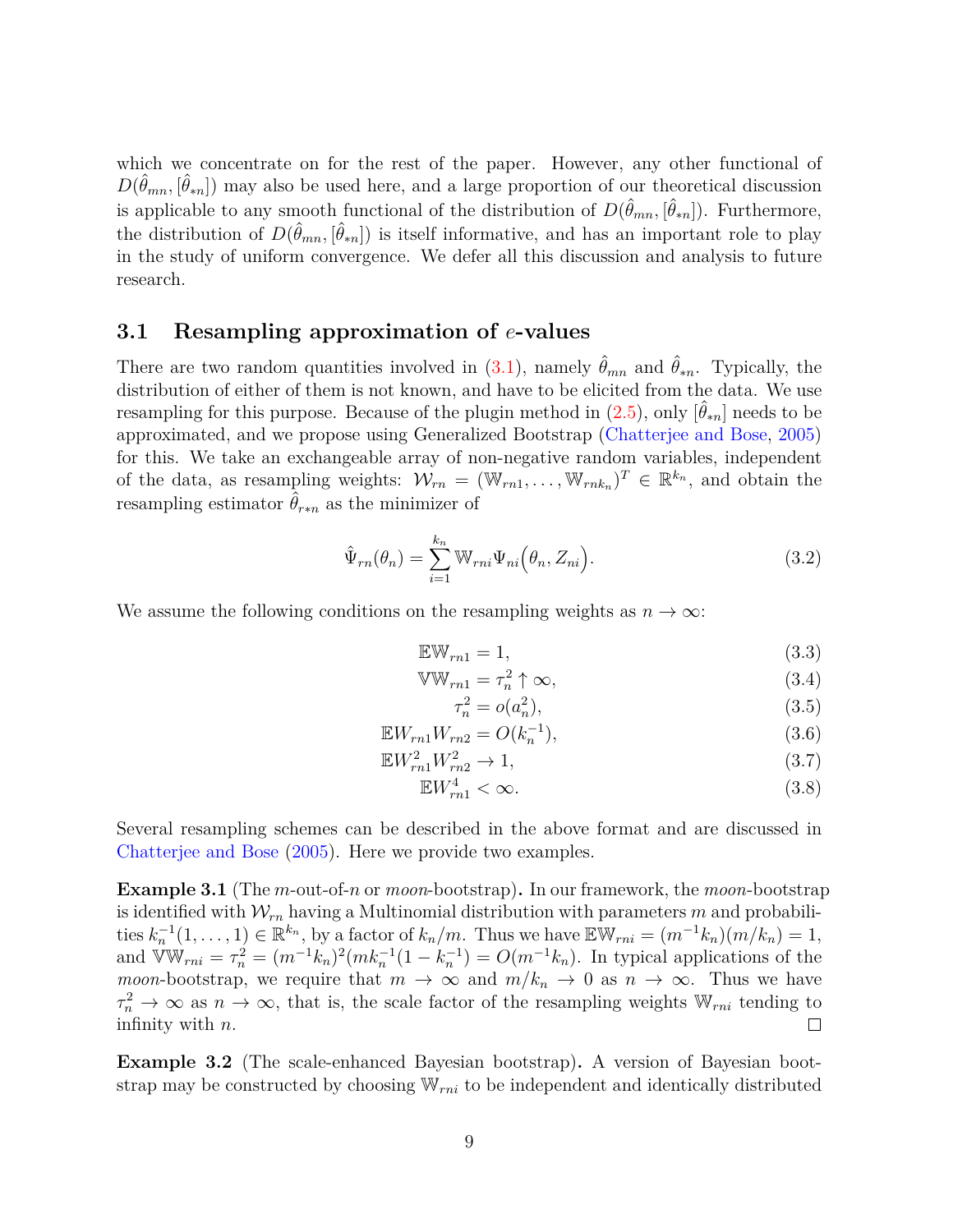which we concentrate on for the rest of the paper. However, any other functional of $D(\hat{\theta}_{mn}, [\hat{\theta}_{*n}])$ may also be used here, and a large proportion of our theoretical discussion is applicable to any smooth functional of the distribution of $D(\hat{\theta}_{mn}, [\hat{\theta}_{*n}])$. Furthermore, the distribution of $D(\hat{\theta}_{mn}, [\hat{\theta}_{*n}])$ is itself informative, and has an important role to play in the study of uniform convergence. We defer all this discussion and analysis to future research.

## 3.1 Resampling approximation of $e$-values

There are two random quantities involved in (3.1), namely $\hat{\theta}_{mn}$ and $\hat{\theta}_{*n}$. Typically, the distribution of either of them is not known, and have to be elicited from the data. We use resampling for this purpose. Because of the plugin method in (2.5), only $[\hat{\theta}_{*n}]$ needs to be approximated, and we propose using Generalized Bootstrap (Chatterjee and Bose, 2005) for this. We take an exchangeable array of non-negative random variables, independent of the data, as resampling weights: $\mathcal{W}_{rn} = (\mathbb{W}_{rn1}, \ldots, \mathbb{W}_{rnk_n})^T \in \mathbb{R}^{k_n}$, and obtain the resampling estimator $\hat{\theta}_{r*n}$ as the minimizer of

$$\hat{\Psi}_{rn}(\theta_n) = \sum_{i=1}^{k_n} \mathbb{W}_{rni} \Psi_{ni}\Big(\theta_n, Z_{ni}\Big). \tag{3.2}$$

We assume the following conditions on the resampling weights as $n \to \infty$:

$$\mathbb{E}\mathbb{W}_{rn1} = 1, \tag{3.3}$$

$$\mathbb{V}\mathbb{W}_{rn1} = \tau_n^2 \uparrow \infty, \tag{3.4}$$

$$\tau_n^2 = o(a_n^2), \tag{3.5}$$

$$\mathbb{E}W_{rn1}W_{rn2} = O(k_n^{-1}), \tag{3.6}$$

$$\mathbb{E}W_{rn1}^2 W_{rn2}^2 \to 1, \tag{3.7}$$

$$\mathbb{E}W_{rn1}^4 < \infty. \tag{3.8}$$

Several resampling schemes can be described in the above format and are discussed in Chatterjee and Bose (2005). Here we provide two examples.

**Example 3.1** (The $m$-out-of-$n$ or *moon*-bootstrap)**.** In our framework, the *moon*-bootstrap is identified with $\mathcal{W}_{rn}$ having a Multinomial distribution with parameters $m$ and probabilities $k_n^{-1}(1, \ldots, 1) \in \mathbb{R}^{k_n}$, by a factor of $k_n/m$. Thus we have $\mathbb{E}\mathbb{W}_{rni} = (m^{-1}k_n)(m/k_n) = 1$, and $\mathbb{V}\mathbb{W}_{rni} = \tau_n^2 = (m^{-1}k_n)^2(mk_n^{-1}(1 - k_n^{-1}) = O(m^{-1}k_n)$. In typical applications of the *moon*-bootstrap, we require that $m \to \infty$ and $m/k_n \to 0$ as $n \to \infty$. Thus we have $\tau_n^2 \to \infty$ as $n \to \infty$, that is, the scale factor of the resampling weights $\mathbb{W}_{rni}$ tending to infinity with $n$. □

**Example 3.2** (The scale-enhanced Bayesian bootstrap)**.** A version of Bayesian bootstrap may be constructed by choosing $\mathbb{W}_{rni}$ to be independent and identically distributed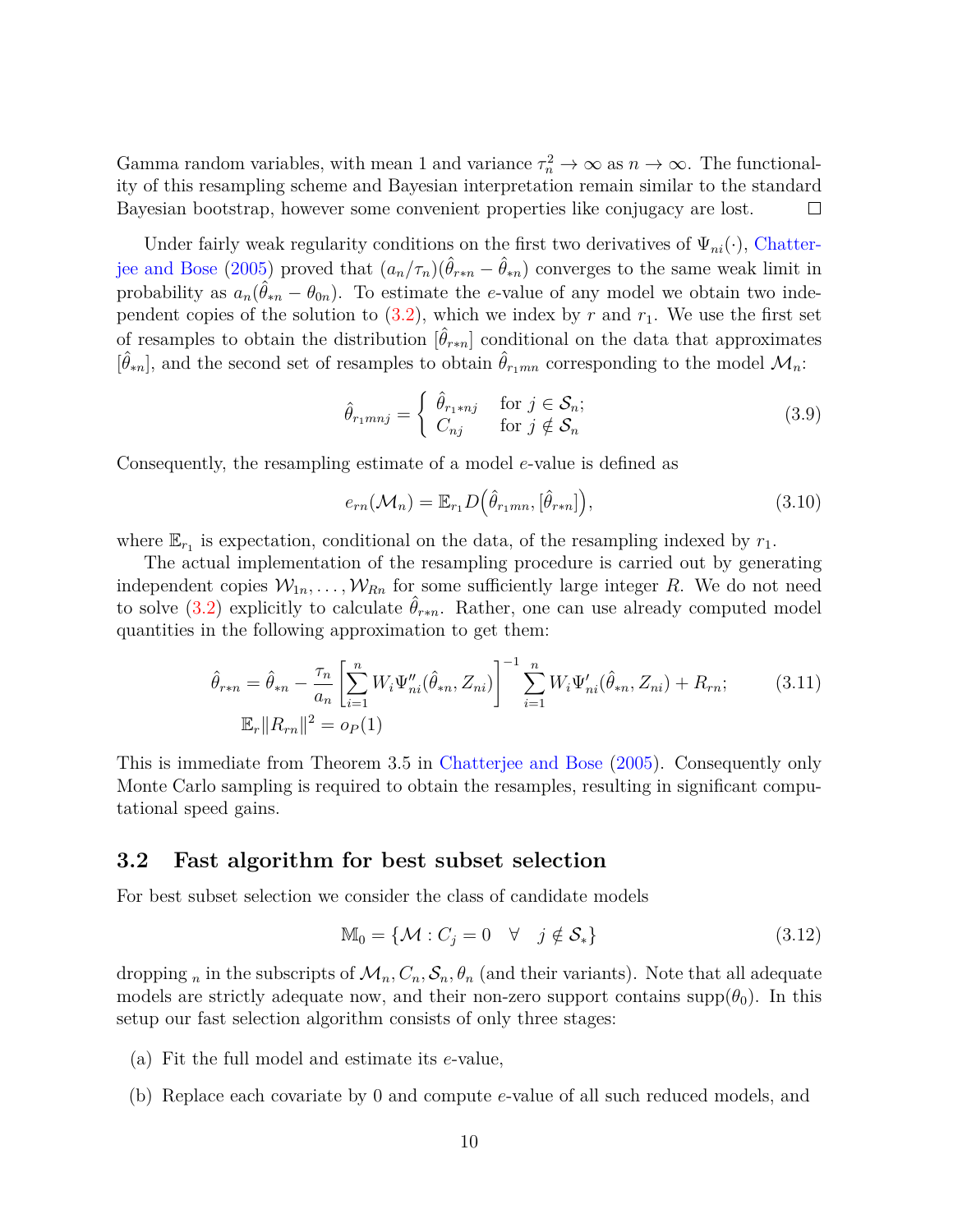Gamma random variables, with mean 1 and variance $\tau_n^2 \to \infty$ as $n \to \infty$. The functionality of this resampling scheme and Bayesian interpretation remain similar to the standard Bayesian bootstrap, however some convenient properties like conjugacy are lost. □

Under fairly weak regularity conditions on the first two derivatives of $\Psi_{ni}(\cdot)$, Chatterjee and Bose (2005) proved that $(a_n/\tau_n)(\hat{\theta}_{r*n} - \hat{\theta}_{*n})$ converges to the same weak limit in probability as $a_n(\hat{\theta}_{*n} - \theta_{0n})$. To estimate the $e$-value of any model we obtain two independent copies of the solution to (3.2), which we index by $r$ and $r_1$. We use the first set of resamples to obtain the distribution $[\hat{\theta}_{r*n}]$ conditional on the data that approximates $[\hat{\theta}_{*n}]$, and the second set of resamples to obtain $\hat{\theta}_{r_1mn}$ corresponding to the model $\mathcal{M}_n$:

$$\hat{\theta}_{r_1mnj} = \begin{cases} \hat{\theta}_{r_1*nj} & \text{for } j \in \mathcal{S}_n; \\ C_{nj} & \text{for } j \notin \mathcal{S}_n \end{cases} \tag{3.9}$$

Consequently, the resampling estimate of a model $e$-value is defined as

$$e_{rn}(\mathcal{M}_n) = \mathbb{E}_{r_1} D\Big(\hat{\theta}_{r_1mn}, [\hat{\theta}_{r*n}]\Big), \tag{3.10}$$

where $\mathbb{E}_{r_1}$ is expectation, conditional on the data, of the resampling indexed by $r_1$.

The actual implementation of the resampling procedure is carried out by generating independent copies $\mathcal{W}_{1n}, \ldots, \mathcal{W}_{Rn}$ for some sufficiently large integer $R$. We do not need to solve (3.2) explicitly to calculate $\hat{\theta}_{r*n}$. Rather, one can use already computed model quantities in the following approximation to get them:

$$\begin{aligned} \hat{\theta}_{r*n} &= \hat{\theta}_{*n} - \frac{\tau_n}{a_n}\left[\sum_{i=1}^{n} W_i \Psi''_{ni}(\hat{\theta}_{*n}, Z_{ni})\right]^{-1} \sum_{i=1}^{n} W_i \Psi'_{ni}(\hat{\theta}_{*n}, Z_{ni}) + R_{rn}; \\ \mathbb{E}_r \|R_{rn}\|^2 &= o_P(1) \end{aligned} \tag{3.11}$$

This is immediate from Theorem 3.5 in Chatterjee and Bose (2005). Consequently only Monte Carlo sampling is required to obtain the resamples, resulting in significant computational speed gains.

## 3.2 Fast algorithm for best subset selection

For best subset selection we consider the class of candidate models

$$\mathbb{M}_0 = \{\mathcal{M} : C_j = 0 \quad \forall \quad j \notin \mathcal{S}_*\} \tag{3.12}$$

dropping $_n$ in the subscripts of $\mathcal{M}_n, C_n, \mathcal{S}_n, \theta_n$ (and their variants). Note that all adequate models are strictly adequate now, and their non-zero support contains $\text{supp}(\theta_0)$. In this setup our fast selection algorithm consists of only three stages:

(a) Fit the full model and estimate its $e$-value,

(b) Replace each covariate by 0 and compute $e$-value of all such reduced models, and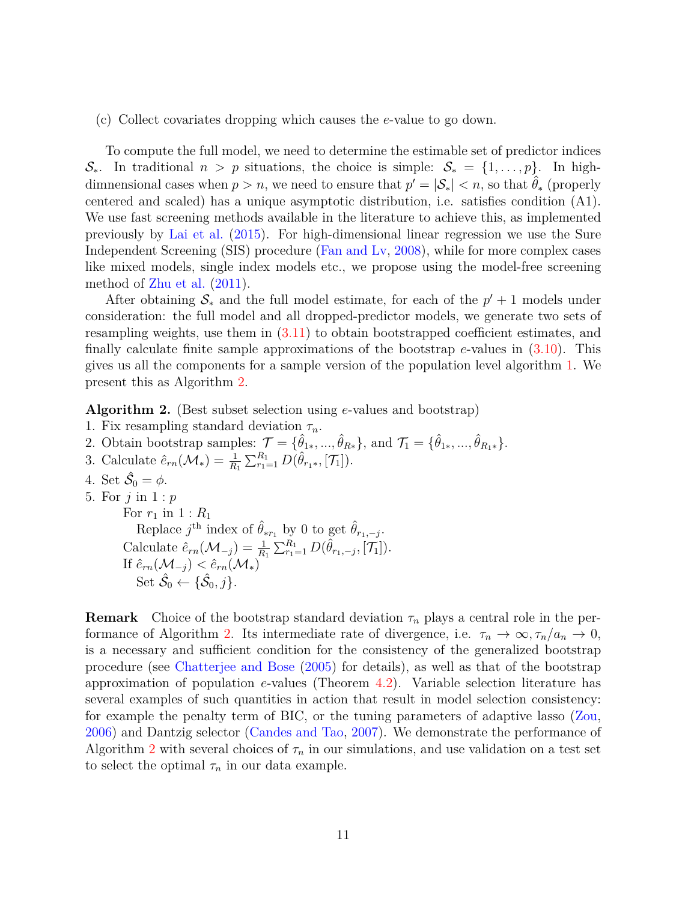(c) Collect covariates dropping which causes the $e$-value to go down.

To compute the full model, we need to determine the estimable set of predictor indices $\mathcal{S}_*$. In traditional $n > p$ situations, the choice is simple: $\mathcal{S}_* = \{1, \ldots, p\}$. In high-dimnensional cases when $p > n$, we need to ensure that $p' = |\mathcal{S}_*| < n$, so that $\hat{\theta}_*$ (properly centered and scaled) has a unique asymptotic distribution, i.e. satisfies condition (A1). We use fast screening methods available in the literature to achieve this, as implemented previously by Lai et al. (2015). For high-dimensional linear regression we use the Sure Independent Screening (SIS) procedure (Fan and Lv, 2008), while for more complex cases like mixed models, single index models etc., we propose using the model-free screening method of Zhu et al. (2011).

After obtaining $\mathcal{S}_*$ and the full model estimate, for each of the $p' + 1$ models under consideration: the full model and all dropped-predictor models, we generate two sets of resampling weights, use them in (3.11) to obtain bootstrapped coefficient estimates, and finally calculate finite sample approximations of the bootstrap $e$-values in (3.10). This gives us all the components for a sample version of the population level algorithm 1. We present this as Algorithm 2.

**Algorithm 2.** (Best subset selection using $e$-values and bootstrap)

1. Fix resampling standard deviation $\tau_n$.
2. Obtain bootstrap samples: $\mathcal{T} = \{\hat{\theta}_{1*}, ..., \hat{\theta}_{R*}\}$, and $\mathcal{T}_1 = \{\hat{\theta}_{1*}, ..., \hat{\theta}_{R_1*}\}$.
3. Calculate $\hat{e}_{rn}(\mathcal{M}_*) = \frac{1}{R_1} \sum_{r_1=1}^{R_1} D(\hat{\theta}_{r_1*}, [\mathcal{T}_1])$.
4. Set $\hat{\mathcal{S}}_0 = \phi$.
5. For $j$ in $1 : p$

    For $r_1$ in $1 : R_1$

        Replace $j^{\text{th}}$ index of $\hat{\theta}_{*r_1}$ by 0 to get $\hat{\theta}_{r_1,-j}$.

    Calculate $\hat{e}_{rn}(\mathcal{M}_{-j}) = \frac{1}{R_1} \sum_{r_1=1}^{R_1} D(\hat{\theta}_{r_1,-j}, [\mathcal{T}_1])$.

    If $\hat{e}_{rn}(\mathcal{M}_{-j}) < \hat{e}_{rn}(\mathcal{M}_*)$

        Set $\hat{\mathcal{S}}_0 \leftarrow \{\hat{\mathcal{S}}_0, j\}$.

**Remark** Choice of the bootstrap standard deviation $\tau_n$ plays a central role in the performance of Algorithm 2. Its intermediate rate of divergence, i.e. $\tau_n \to \infty, \tau_n / a_n \to 0$, is a necessary and sufficient condition for the consistency of the generalized bootstrap procedure (see Chatterjee and Bose (2005) for details), as well as that of the bootstrap approximation of population $e$-values (Theorem 4.2). Variable selection literature has several examples of such quantities in action that result in model selection consistency: for example the penalty term of BIC, or the tuning parameters of adaptive lasso (Zou, 2006) and Dantzig selector (Candes and Tao, 2007). We demonstrate the performance of Algorithm 2 with several choices of $\tau_n$ in our simulations, and use validation on a test set to select the optimal $\tau_n$ in our data example.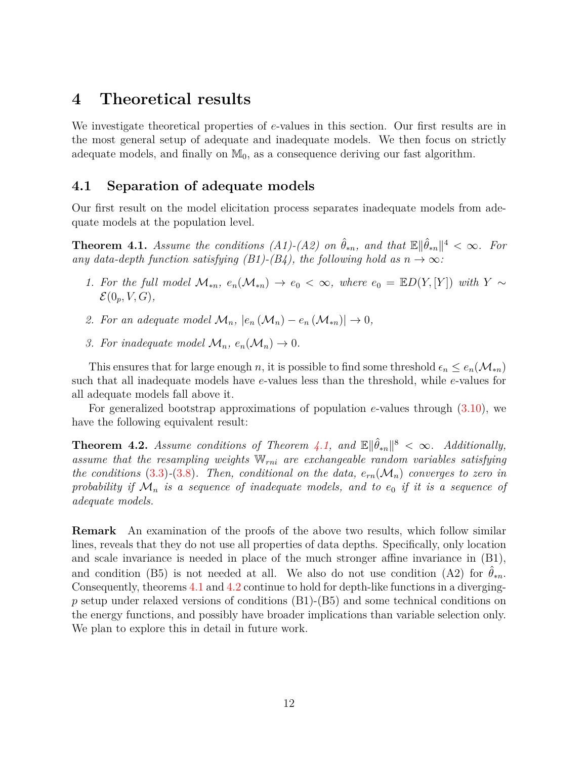# 4 Theoretical results

We investigate theoretical properties of $e$-values in this section. Our first results are in the most general setup of adequate and inadequate models. We then focus on strictly adequate models, and finally on $\mathbb{M}_0$, as a consequence deriving our fast algorithm.

## 4.1 Separation of adequate models

Our first result on the model elicitation process separates inadequate models from adequate models at the population level.

**Theorem 4.1.** *Assume the conditions (A1)-(A2) on $\hat{\theta}_{*n}$, and that $\mathbb{E}\|\hat{\theta}_{*n}\|^4 < \infty$. For any data-depth function satisfying (B1)-(B4), the following hold as $n \to \infty$:*

1. *For the full model $\mathcal{M}_{*n}$, $e_n(\mathcal{M}_{*n}) \to e_0 < \infty$, where $e_0 = \mathbb{E}D(Y, [Y])$ with $Y \sim \mathcal{E}(0_p, V, G)$,*
2. *For an adequate model $\mathcal{M}_n$, $|e_n(\mathcal{M}_n) - e_n(\mathcal{M}_{*n})| \to 0$,*
3. *For inadequate model $\mathcal{M}_n$, $e_n(\mathcal{M}_n) \to 0$.*

This ensures that for large enough $n$, it is possible to find some threshold $\epsilon_n \leq e_n(\mathcal{M}_{*n})$ such that all inadequate models have $e$-values less than the threshold, while $e$-values for all adequate models fall above it.

For generalized bootstrap approximations of population $e$-values through (3.10), we have the following equivalent result:

**Theorem 4.2.** *Assume conditions of Theorem 4.1, and $\mathbb{E}\|\hat{\theta}_{*n}\|^8 < \infty$. Additionally, assume that the resampling weights $\mathbb{W}_{rni}$ are exchangeable random variables satisfying the conditions (3.3)-(3.8). Then, conditional on the data, $e_{rn}(\mathcal{M}_n)$ converges to zero in probability if $\mathcal{M}_n$ is a sequence of inadequate models, and to $e_0$ if it is a sequence of adequate models.*

**Remark** An examination of the proofs of the above two results, which follow similar lines, reveals that they do not use all properties of data depths. Specifically, only location and scale invariance is needed in place of the much stronger affine invariance in (B1), and condition (B5) is not needed at all. We also do not use condition (A2) for $\hat{\theta}_{*n}$. Consequently, theorems 4.1 and 4.2 continue to hold for depth-like functions in a diverging-$p$ setup under relaxed versions of conditions (B1)-(B5) and some technical conditions on the energy functions, and possibly have broader implications than variable selection only. We plan to explore this in detail in future work.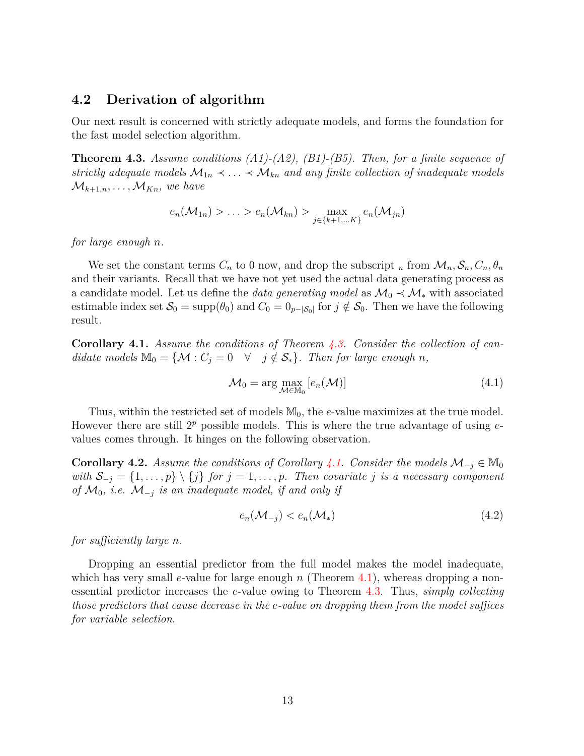## 4.2 Derivation of algorithm

Our next result is concerned with strictly adequate models, and forms the foundation for the fast model selection algorithm.

**Theorem 4.3.** *Assume conditions (A1)-(A2), (B1)-(B5). Then, for a finite sequence of strictly adequate models $\mathcal{M}_{1n} \prec \ldots \prec \mathcal{M}_{kn}$ and any finite collection of inadequate models $\mathcal{M}_{k+1,n}, \ldots, \mathcal{M}_{Kn}$, we have*

$$e_n(\mathcal{M}_{1n}) > \ldots > e_n(\mathcal{M}_{kn}) > \max_{j \in \{k+1, \ldots K\}} e_n(\mathcal{M}_{jn})$$

*for large enough $n$.*

We set the constant terms $C_n$ to 0 now, and drop the subscript $_n$ from $\mathcal{M}_n, \mathcal{S}_n, C_n, \theta_n$ and their variants. Recall that we have not yet used the actual data generating process as a candidate model. Let us define the *data generating model* as $\mathcal{M}_0 \prec \mathcal{M}_*$ with associated estimable index set $\mathcal{S}_0 = \text{supp}(\theta_0)$ and $C_0 = 0_{p-|\mathcal{S}_0|}$ for $j \notin \mathcal{S}_0$. Then we have the following result.

**Corollary 4.1.** *Assume the conditions of Theorem 4.3. Consider the collection of candidate models $\mathbb{M}_0 = \{\mathcal{M} : C_j = 0 \quad \forall \quad j \notin \mathcal{S}_*\}$. Then for large enough $n$,*

$$\mathcal{M}_0 = \arg \max_{\mathcal{M} \in \mathbb{M}_0} [e_n(\mathcal{M})] \tag{4.1}$$

Thus, within the restricted set of models $\mathbb{M}_0$, the $e$-value maximizes at the true model. However there are still $2^p$ possible models. This is where the true advantage of using $e$-values comes through. It hinges on the following observation.

**Corollary 4.2.** *Assume the conditions of Corollary 4.1. Consider the models $\mathcal{M}_{-j} \in \mathbb{M}_0$ with $\mathcal{S}_{-j} = \{1, \ldots, p\} \setminus \{j\}$ for $j = 1, \ldots, p$. Then covariate $j$ is a necessary component of $\mathcal{M}_0$, i.e. $\mathcal{M}_{-j}$ is an inadequate model, if and only if*

$$e_n(\mathcal{M}_{-j}) < e_n(\mathcal{M}_*) \tag{4.2}$$

*for sufficiently large $n$.*

Dropping an essential predictor from the full model makes the model inadequate, which has very small $e$-value for large enough $n$ (Theorem 4.1), whereas dropping a non-essential predictor increases the $e$-value owing to Theorem 4.3. Thus, *simply collecting those predictors that cause decrease in the $e$-value on dropping them from the model suffices for variable selection*.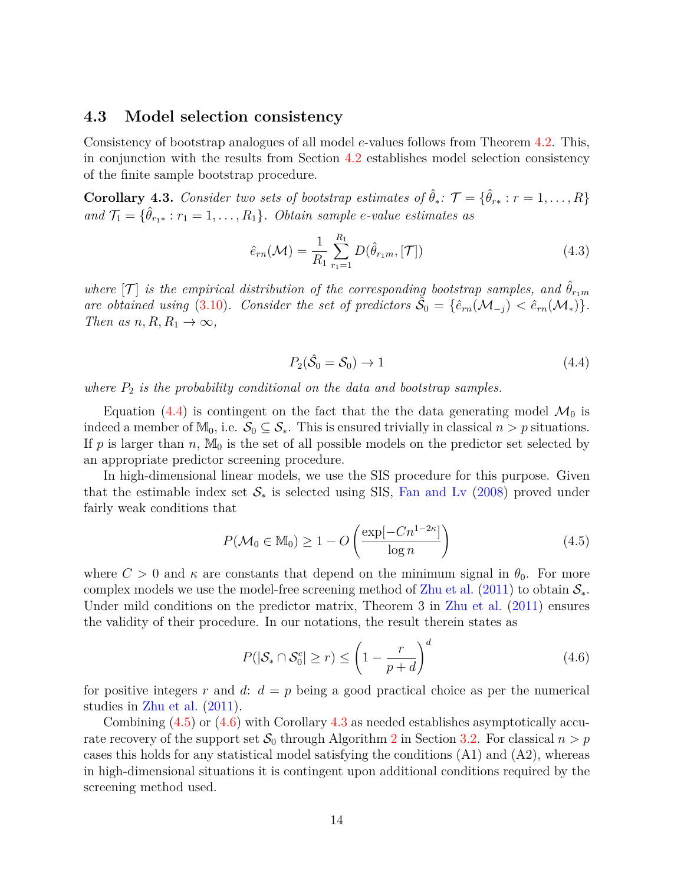### 4.3 Model selection consistency

Consistency of bootstrap analogues of all model $e$-values follows from Theorem 4.2. This, in conjunction with the results from Section 4.2 establishes model selection consistency of the finite sample bootstrap procedure.

**Corollary 4.3.** *Consider two sets of bootstrap estimates of $\hat{\theta}_*$: $\mathcal{T} = \{\hat{\theta}_{r*} : r = 1, \ldots, R\}$ and $\mathcal{T}_1 = \{\hat{\theta}_{r_1 *} : r_1 = 1, \ldots, R_1\}$. Obtain sample e-value estimates as*

$$\hat{e}_{rn}(\mathcal{M}) = \frac{1}{R_1} \sum_{r_1=1}^{R_1} D(\hat{\theta}_{r_1 m}, [\mathcal{T}]) \tag{4.3}$$

*where $[\mathcal{T}]$ is the empirical distribution of the corresponding bootstrap samples, and $\hat{\theta}_{r_1 m}$ are obtained using (3.10). Consider the set of predictors $\hat{\mathcal{S}}_0 = \{\hat{e}_{rn}(\mathcal{M}_{-j}) < \hat{e}_{rn}(\mathcal{M}_*)\}$. Then as $n, R, R_1 \to \infty$,*

$$P_2(\hat{\mathcal{S}}_0 = \mathcal{S}_0) \to 1 \tag{4.4}$$

*where $P_2$ is the probability conditional on the data and bootstrap samples.*

Equation (4.4) is contingent on the fact that the the data generating model $\mathcal{M}_0$ is indeed a member of $\mathbb{M}_0$, i.e. $\mathcal{S}_0 \subseteq \mathcal{S}_*$. This is ensured trivially in classical $n > p$ situations. If $p$ is larger than $n$, $\mathbb{M}_0$ is the set of all possible models on the predictor set selected by an appropriate predictor screening procedure.

In high-dimensional linear models, we use the SIS procedure for this purpose. Given that the estimable index set $\mathcal{S}_*$ is selected using SIS, Fan and Lv (2008) proved under fairly weak conditions that

$$P(\mathcal{M}_0 \in \mathbb{M}_0) \geq 1 - O\left( \frac{\exp[-Cn^{1-2\kappa}]}{\log n} \right) \tag{4.5}$$

where $C > 0$ and $\kappa$ are constants that depend on the minimum signal in $\theta_0$. For more complex models we use the model-free screening method of Zhu et al. (2011) to obtain $\mathcal{S}_*$. Under mild conditions on the predictor matrix, Theorem 3 in Zhu et al. (2011) ensures the validity of their procedure. In our notations, the result therein states as

$$P(|\mathcal{S}_* \cap \mathcal{S}_0^c| \geq r) \leq \left( 1 - \frac{r}{p+d} \right)^d \tag{4.6}$$

for positive integers $r$ and $d$: $d = p$ being a good practical choice as per the numerical studies in Zhu et al. (2011).

Combining (4.5) or (4.6) with Corollary 4.3 as needed establishes asymptotically accurate recovery of the support set $\mathcal{S}_0$ through Algorithm 2 in Section 3.2. For classical $n > p$ cases this holds for any statistical model satisfying the conditions (A1) and (A2), whereas in high-dimensional situations it is contingent upon additional conditions required by the screening method used.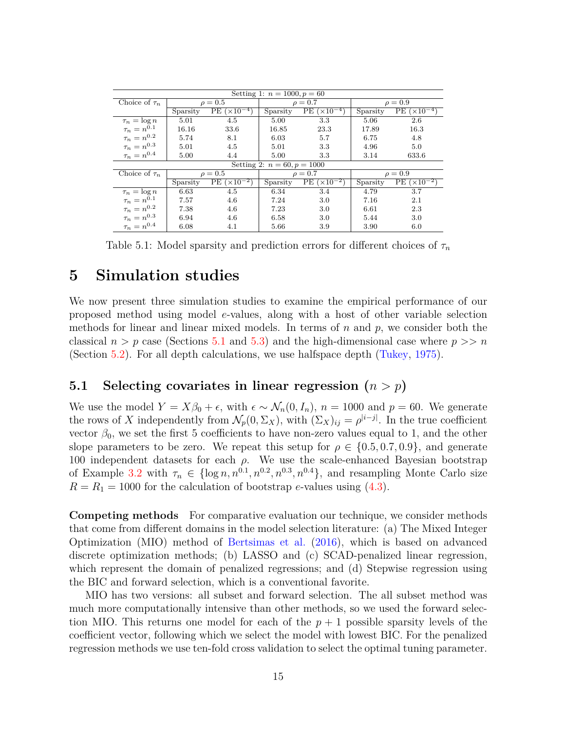| Setting 1: $n = 1000, p = 60$ | | | | | | |
|---|---|---|---|---|---|---|
| Choice of $\tau_n$ | $\rho = 0.5$ | | $\rho = 0.7$ | | $\rho = 0.9$ | |
| | Sparsity | PE ($\times 10^{-4}$) | Sparsity | PE ($\times 10^{-4}$) | Sparsity | PE ($\times 10^{-4}$) |
| $\tau_n = \log n$ | 5.01 | 4.5 | 5.00 | 3.3 | 5.06 | 2.6 |
| $\tau_n = n^{0.1}$ | 16.16 | 33.6 | 16.85 | 23.3 | 17.89 | 16.3 |
| $\tau_n = n^{0.2}$ | 5.74 | 8.1 | 6.03 | 5.7 | 6.75 | 4.8 |
| $\tau_n = n^{0.3}$ | 5.01 | 4.5 | 5.01 | 3.3 | 4.96 | 5.0 |
| $\tau_n = n^{0.4}$ | 5.00 | 4.4 | 5.00 | 3.3 | 3.14 | 633.6 |
| Setting 2: $n = 60, p = 1000$ | | | | | | |
| Choice of $\tau_n$ | $\rho = 0.5$ | | $\rho = 0.7$ | | $\rho = 0.9$ | |
| | Sparsity | PE ($\times 10^{-2}$) | Sparsity | PE ($\times 10^{-2}$) | Sparsity | PE ($\times 10^{-2}$) |
| $\tau_n = \log n$ | 6.63 | 4.5 | 6.34 | 3.4 | 4.79 | 3.7 |
| $\tau_n = n^{0.1}$ | 7.57 | 4.6 | 7.24 | 3.0 | 7.16 | 2.1 |
| $\tau_n = n^{0.2}$ | 7.38 | 4.6 | 7.23 | 3.0 | 6.61 | 2.3 |
| $\tau_n = n^{0.3}$ | 6.94 | 4.6 | 6.58 | 3.0 | 5.44 | 3.0 |
| $\tau_n = n^{0.4}$ | 6.08 | 4.1 | 5.66 | 3.9 | 3.90 | 6.0 |

Table 5.1: Model sparsity and prediction errors for different choices of $\tau_n$

# 5 Simulation studies

We now present three simulation studies to examine the empirical performance of our proposed method using model $e$-values, along with a host of other variable selection methods for linear and linear mixed models. In terms of $n$ and $p$, we consider both the classical $n > p$ case (Sections 5.1 and 5.3) and the high-dimensional case where $p >> n$ (Section 5.2). For all depth calculations, we use halfspace depth (Tukey, 1975).

## 5.1 Selecting covariates in linear regression ($n > p$)

We use the model $Y = X\beta_0 + \epsilon$, with $\epsilon \sim \mathcal{N}_n(0, I_n)$, $n = 1000$ and $p = 60$. We generate the rows of $X$ independently from $\mathcal{N}_p(0, \Sigma_X)$, with $(\Sigma_X)_{ij} = \rho^{|i-j|}$. In the true coefficient vector $\beta_0$, we set the first 5 coefficients to have non-zero values equal to 1, and the other slope parameters to be zero. We repeat this setup for $\rho \in \{0.5, 0.7, 0.9\}$, and generate 100 independent datasets for each $\rho$. We use the scale-enhanced Bayesian bootstrap of Example 3.2 with $\tau_n \in \{\log n, n^{0.1}, n^{0.2}, n^{0.3}, n^{0.4}\}$, and resampling Monte Carlo size $R = R_1 = 1000$ for the calculation of bootstrap $e$-values using (4.3).

**Competing methods** For comparative evaluation our technique, we consider methods that come from different domains in the model selection literature: (a) The Mixed Integer Optimization (MIO) method of Bertsimas et al. (2016), which is based on advanced discrete optimization methods; (b) LASSO and (c) SCAD-penalized linear regression, which represent the domain of penalized regressions; and (d) Stepwise regression using the BIC and forward selection, which is a conventional favorite.

MIO has two versions: all subset and forward selection. The all subset method was much more computationally intensive than other methods, so we used the forward selection MIO. This returns one model for each of the $p + 1$ possible sparsity levels of the coefficient vector, following which we select the model with lowest BIC. For the penalized regression methods we use ten-fold cross validation to select the optimal tuning parameter.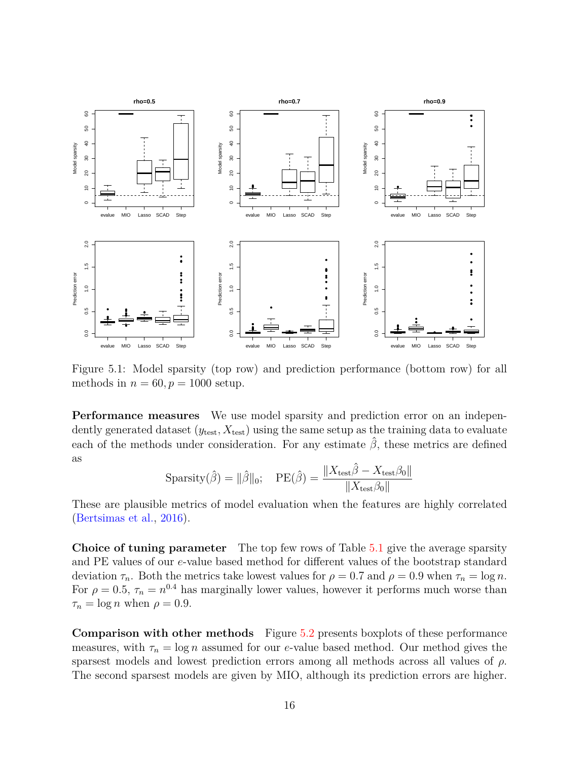Figure 5.1: Model sparsity (top row) and prediction performance (bottom row) for all methods in $n = 60, p = 1000$ setup.

**Performance measures** We use model sparsity and prediction error on an independently generated dataset $(y_{\text{test}}, X_{\text{test}})$ using the same setup as the training data to evaluate each of the methods under consideration. For any estimate $\hat{\beta}$, these metrics are defined as

$$\text{Sparsity}(\hat{\beta}) = \|\hat{\beta}\|_0; \quad \text{PE}(\hat{\beta}) = \frac{\|X_{\text{test}}\hat{\beta} - X_{\text{test}}\beta_0\|}{\|X_{\text{test}}\beta_0\|}$$

These are plausible metrics of model evaluation when the features are highly correlated (Bertsimas et al., 2016).

**Choice of tuning parameter** The top few rows of Table 5.1 give the average sparsity and PE values of our $e$-value based method for different values of the bootstrap standard deviation $\tau_n$. Both the metrics take lowest values for $\rho = 0.7$ and $\rho = 0.9$ when $\tau_n = \log n$. For $\rho = 0.5$, $\tau_n = n^{0.4}$ has marginally lower values, however it performs much worse than $\tau_n = \log n$ when $\rho = 0.9$.

**Comparison with other methods** Figure 5.2 presents boxplots of these performance measures, with $\tau_n = \log n$ assumed for our $e$-value based method. Our method gives the sparsest models and lowest prediction errors among all methods across all values of $\rho$. The second sparsest models are given by MIO, although its prediction errors are higher.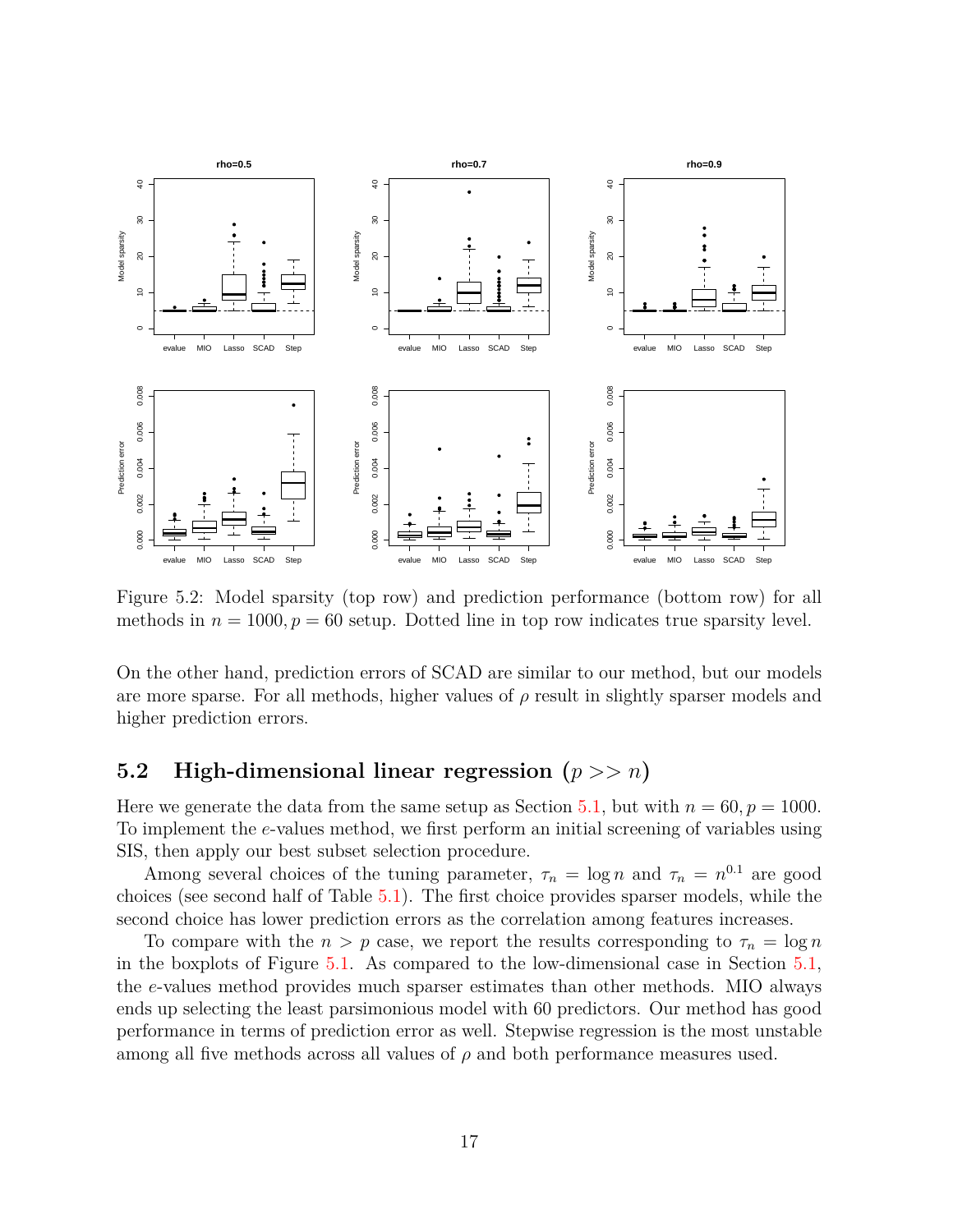Figure 5.2: Model sparsity (top row) and prediction performance (bottom row) for all methods in $n = 1000, p = 60$ setup. Dotted line in top row indicates true sparsity level.

On the other hand, prediction errors of SCAD are similar to our method, but our models are more sparse. For all methods, higher values of $\rho$ result in slightly sparser models and higher prediction errors.

## 5.2 High-dimensional linear regression ($p >> n$)

Here we generate the data from the same setup as Section 5.1, but with $n = 60, p = 1000$. To implement the $e$-values method, we first perform an initial screening of variables using SIS, then apply our best subset selection procedure.

Among several choices of the tuning parameter, $\tau_n = \log n$ and $\tau_n = n^{0.1}$ are good choices (see second half of Table 5.1). The first choice provides sparser models, while the second choice has lower prediction errors as the correlation among features increases.

To compare with the $n > p$ case, we report the results corresponding to $\tau_n = \log n$ in the boxplots of Figure 5.1. As compared to the low-dimensional case in Section 5.1, the $e$-values method provides much sparser estimates than other methods. MIO always ends up selecting the least parsimonious model with 60 predictors. Our method has good performance in terms of prediction error as well. Stepwise regression is the most unstable among all five methods across all values of $\rho$ and both performance measures used.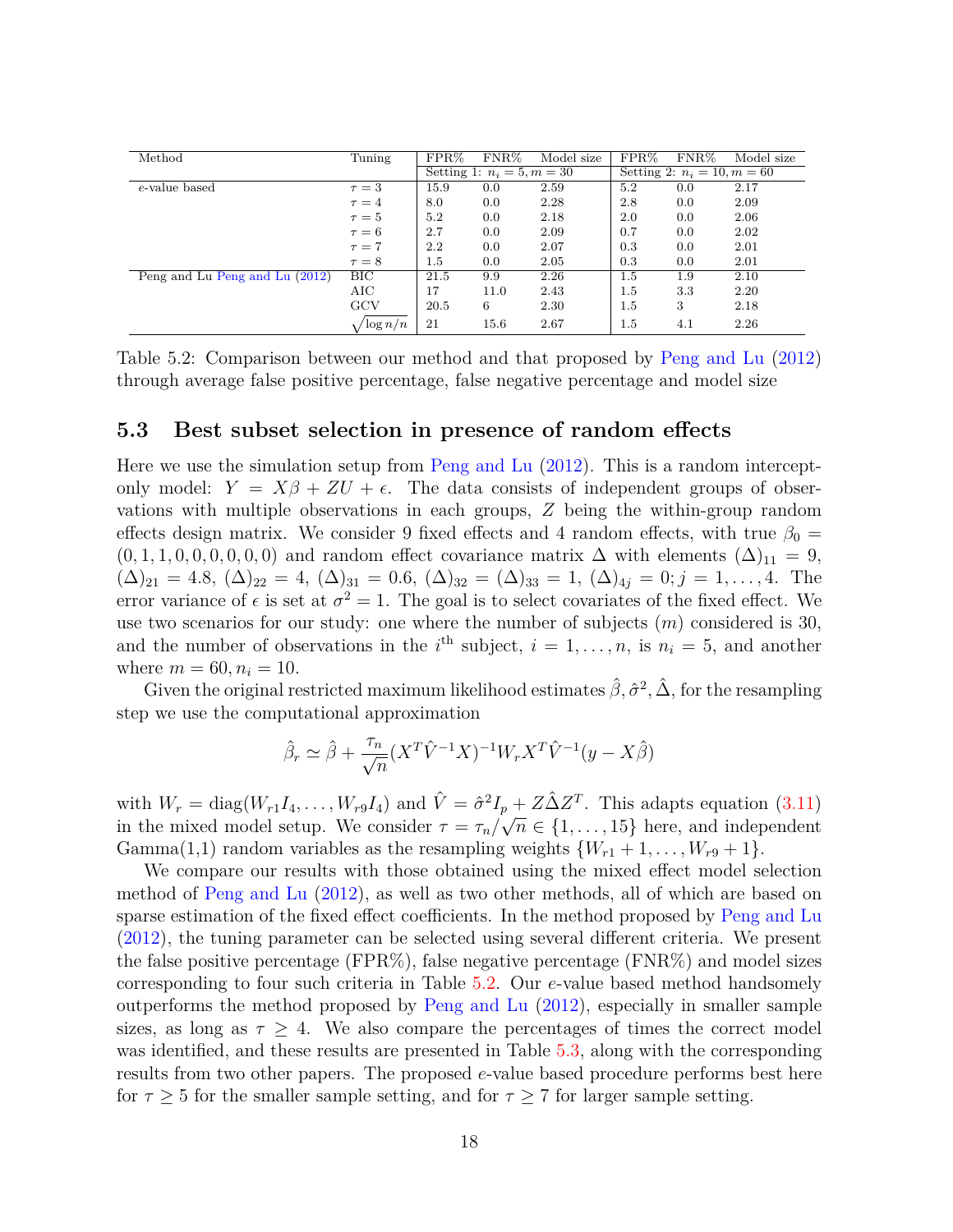| Method | Tuning | FPR% | FNR% | Model size | FPR% | FNR% | Model size |
|---|---|---|---|---|---|---|---|
| | | Setting 1: $n_i = 5, m = 30$ | | | Setting 2: $n_i = 10, m = 60$ | | |
| $e$-value based | $\tau = 3$ | 15.9 | 0.0 | 2.59 | 5.2 | 0.0 | 2.17 |
| | $\tau = 4$ | 8.0 | 0.0 | 2.28 | 2.8 | 0.0 | 2.09 |
| | $\tau = 5$ | 5.2 | 0.0 | 2.18 | 2.0 | 0.0 | 2.06 |
| | $\tau = 6$ | 2.7 | 0.0 | 2.09 | 0.7 | 0.0 | 2.02 |
| | $\tau = 7$ | 2.2 | 0.0 | 2.07 | 0.3 | 0.0 | 2.01 |
| | $\tau = 8$ | 1.5 | 0.0 | 2.05 | 0.3 | 0.0 | 2.01 |
| Peng and Lu Peng and Lu (2012) | BIC | 21.5 | 9.9 | 2.26 | 1.5 | 1.9 | 2.10 |
| | AIC | 17 | 11.0 | 2.43 | 1.5 | 3.3 | 2.20 |
| | GCV | 20.5 | 6 | 2.30 | 1.5 | 3 | 2.18 |
| | $\sqrt{\log n/n}$ | 21 | 15.6 | 2.67 | 1.5 | 4.1 | 2.26 |

Table 5.2: Comparison between our method and that proposed by Peng and Lu (2012) through average false positive percentage, false negative percentage and model size

## 5.3 Best subset selection in presence of random effects

Here we use the simulation setup from Peng and Lu (2012). This is a random intercept-only model: $Y = X\beta + ZU + \epsilon$. The data consists of independent groups of observations with multiple observations in each groups, $Z$ being the within-group random effects design matrix. We consider 9 fixed effects and 4 random effects, with true $\beta_0 = (0, 1, 1, 0, 0, 0, 0, 0, 0)$ and random effect covariance matrix $\Delta$ with elements $(\Delta)_{11} = 9$, $(\Delta)_{21} = 4.8$, $(\Delta)_{22} = 4$, $(\Delta)_{31} = 0.6$, $(\Delta)_{32} = (\Delta)_{33} = 1$, $(\Delta)_{4j} = 0; j = 1, \ldots, 4$. The error variance of $\epsilon$ is set at $\sigma^2 = 1$. The goal is to select covariates of the fixed effect. We use two scenarios for our study: one where the number of subjects ($m$) considered is 30, and the number of observations in the $i^{\text{th}}$ subject, $i = 1, \ldots, n$, is $n_i = 5$, and another where $m = 60, n_i = 10$.

Given the original restricted maximum likelihood estimates $\hat{\beta}, \hat{\sigma}^2, \hat{\Delta}$, for the resampling step we use the computational approximation

$$\hat{\beta}_r \simeq \hat{\beta} + \frac{\tau_n}{\sqrt{n}} (X^T \hat{V}^{-1} X)^{-1} W_r X^T \hat{V}^{-1} (y - X\hat{\beta})$$

with $W_r = \text{diag}(W_{r1} I_4, \ldots, W_{r9} I_4)$ and $\hat{V} = \hat{\sigma}^2 I_p + Z\hat{\Delta}Z^T$. This adapts equation (3.11) in the mixed model setup. We consider $\tau = \tau_n/\sqrt{n} \in \{1, \ldots, 15\}$ here, and independent Gamma(1,1) random variables as the resampling weights $\{W_{r1} + 1, \ldots, W_{r9} + 1\}$.

We compare our results with those obtained using the mixed effect model selection method of Peng and Lu (2012), as well as two other methods, all of which are based on sparse estimation of the fixed effect coefficients. In the method proposed by Peng and Lu (2012), the tuning parameter can be selected using several different criteria. We present the false positive percentage (FPR%), false negative percentage (FNR%) and model sizes corresponding to four such criteria in Table 5.2. Our $e$-value based method handsomely outperforms the method proposed by Peng and Lu (2012), especially in smaller sample sizes, as long as $\tau \geq 4$. We also compare the percentages of times the correct model was identified, and these results are presented in Table 5.3, along with the corresponding results from two other papers. The proposed $e$-value based procedure performs best here for $\tau \geq 5$ for the smaller sample setting, and for $\tau \geq 7$ for larger sample setting.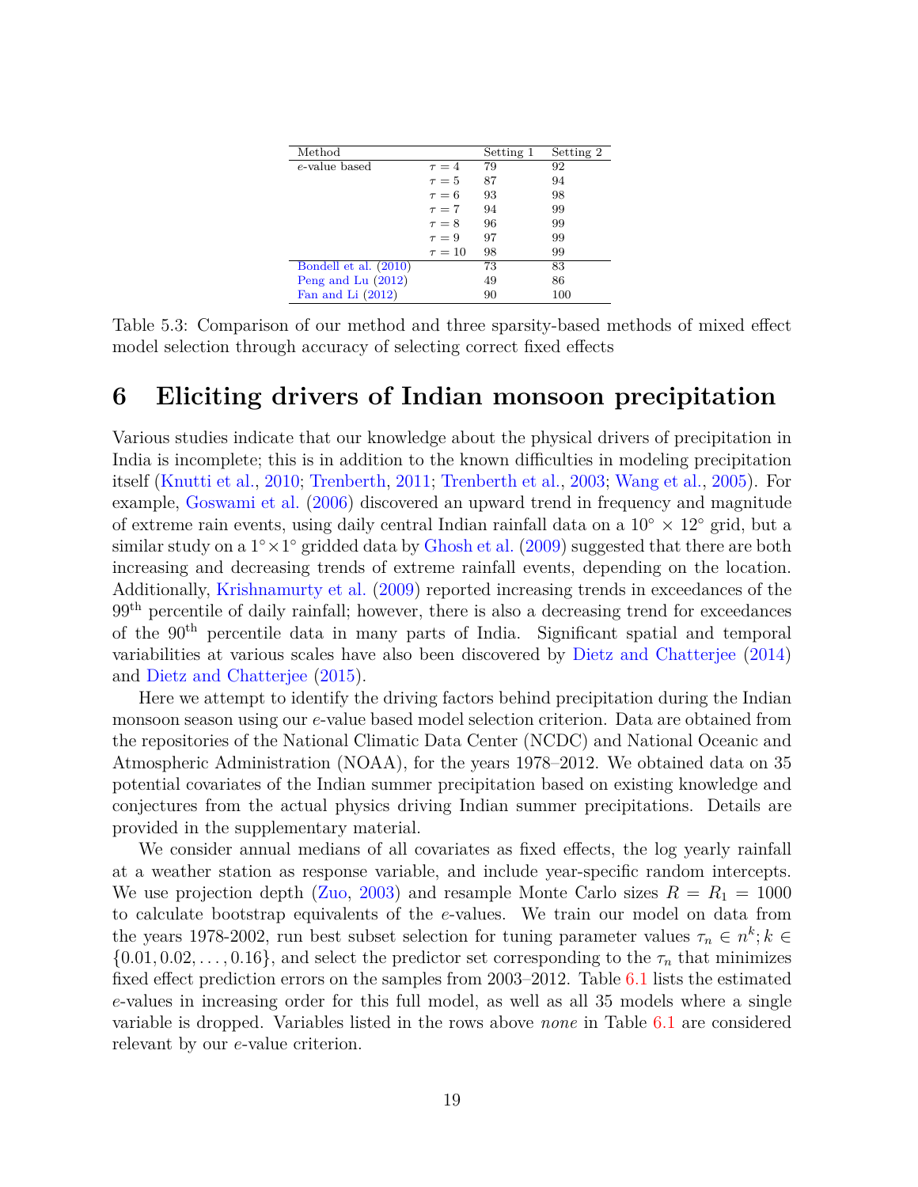| Method | | Setting 1 | Setting 2 |
|---|---|---|---|
| $e$-value based | $\tau = 4$ | 79 | 92 |
| | $\tau = 5$ | 87 | 94 |
| | $\tau = 6$ | 93 | 98 |
| | $\tau = 7$ | 94 | 99 |
| | $\tau = 8$ | 96 | 99 |
| | $\tau = 9$ | 97 | 99 |
| | $\tau = 10$ | 98 | 99 |
| Bondell et al. (2010) | | 73 | 83 |
| Peng and Lu (2012) | | 49 | 86 |
| Fan and Li (2012) | | 90 | 100 |

Table 5.3: Comparison of our method and three sparsity-based methods of mixed effect model selection through accuracy of selecting correct fixed effects

# 6 Eliciting drivers of Indian monsoon precipitation

Various studies indicate that our knowledge about the physical drivers of precipitation in India is incomplete; this is in addition to the known difficulties in modeling precipitation itself (Knutti et al., 2010; Trenberth, 2011; Trenberth et al., 2003; Wang et al., 2005). For example, Goswami et al. (2006) discovered an upward trend in frequency and magnitude of extreme rain events, using daily central Indian rainfall data on a $10^\circ \times 12^\circ$ grid, but a similar study on a $1^\circ \times 1^\circ$ gridded data by Ghosh et al. (2009) suggested that there are both increasing and decreasing trends of extreme rainfall events, depending on the location. Additionally, Krishnamurty et al. (2009) reported increasing trends in exceedances of the 99$^{\text{th}}$ percentile of daily rainfall; however, there is also a decreasing trend for exceedances of the 90$^{\text{th}}$ percentile data in many parts of India. Significant spatial and temporal variabilities at various scales have also been discovered by Dietz and Chatterjee (2014) and Dietz and Chatterjee (2015).

Here we attempt to identify the driving factors behind precipitation during the Indian monsoon season using our $e$-value based model selection criterion. Data are obtained from the repositories of the National Climatic Data Center (NCDC) and National Oceanic and Atmospheric Administration (NOAA), for the years 1978–2012. We obtained data on 35 potential covariates of the Indian summer precipitation based on existing knowledge and conjectures from the actual physics driving Indian summer precipitations. Details are provided in the supplementary material.

We consider annual medians of all covariates as fixed effects, the log yearly rainfall at a weather station as response variable, and include year-specific random intercepts. We use projection depth (Zuo, 2003) and resample Monte Carlo sizes $R = R_1 = 1000$ to calculate bootstrap equivalents of the $e$-values. We train our model on data from the years 1978-2002, run best subset selection for tuning parameter values $\tau_n \in n^k; k \in \{0.01, 0.02, \ldots, 0.16\}$, and select the predictor set corresponding to the $\tau_n$ that minimizes fixed effect prediction errors on the samples from 2003–2012. Table 6.1 lists the estimated $e$-values in increasing order for this full model, as well as all 35 models where a single variable is dropped. Variables listed in the rows above *none* in Table 6.1 are considered relevant by our $e$-value criterion.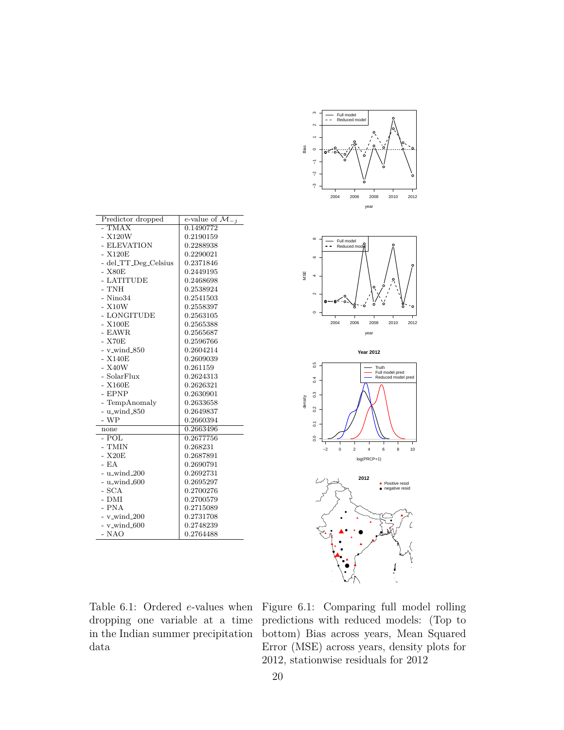| Predictor dropped | $e$-value of $\mathcal{M}_{-j}$ |
|---|---|
| - TMAX | 0.1490772 |
| - X120W | 0.2190159 |
| - ELEVATION | 0.2288938 |
| - X120E | 0.2290021 |
| - del_TT_Deg_Celsius | 0.2371846 |
| - X80E | 0.2449195 |
| - LATITUDE | 0.2468698 |
| - TNH | 0.2538924 |
| - Nino34 | 0.2541503 |
| - X10W | 0.2558397 |
| - LONGITUDE | 0.2563105 |
| - X100E | 0.2565388 |
| - EAWR | 0.2565687 |
| - X70E | 0.2596766 |
| - v_wind_850 | 0.2604214 |
| - X140E | 0.2609039 |
| - X40W | 0.261159 |
| - SolarFlux | 0.2624313 |
| - X160E | 0.2626321 |
| - EPNP | 0.2630901 |
| - TempAnomaly | 0.2633658 |
| - u_wind_850 | 0.2649837 |
| - WP | 0.2660394 |
| none | 0.2663496 |
| - POL | 0.2677756 |
| - TMIN | 0.268231 |
| - X20E | 0.2687891 |
| - EA | 0.2690791 |
| - u_wind_200 | 0.2692731 |
| - u_wind_600 | 0.2695297 |
| - SCA | 0.2700276 |
| - DMI | 0.2700579 |
| - PNA | 0.2715089 |
| - v_wind_200 | 0.2731708 |
| - v_wind_600 | 0.2748239 |
| - NAO | 0.2764488 |

Table 6.1: Ordered $e$-values when dropping one variable at a time in the Indian summer precipitation data

Figure 6.1: Comparing full model rolling predictions with reduced models: (Top to bottom) Bias across years, Mean Squared Error (MSE) across years, density plots for 2012, stationwise residuals for 2012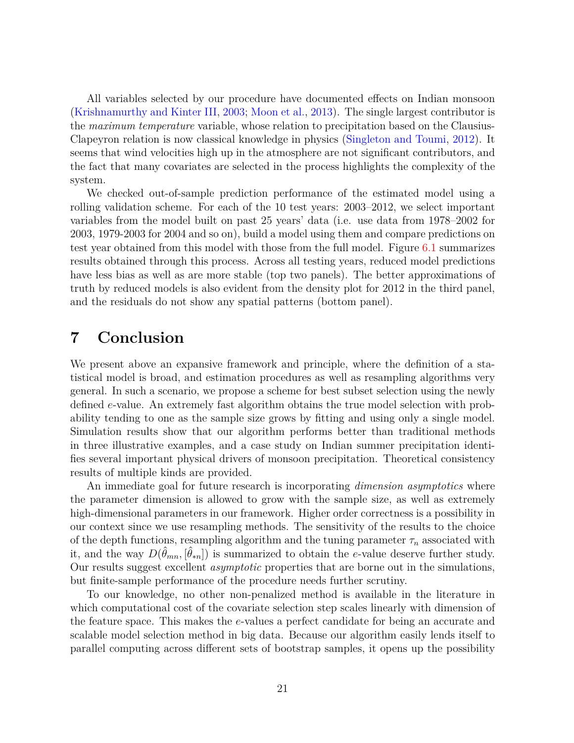All variables selected by our procedure have documented effects on Indian monsoon (Krishnamurthy and Kinter III, 2003; Moon et al., 2013). The single largest contributor is the *maximum temperature* variable, whose relation to precipitation based on the Clausius-Clapeyron relation is now classical knowledge in physics (Singleton and Toumi, 2012). It seems that wind velocities high up in the atmosphere are not significant contributors, and the fact that many covariates are selected in the process highlights the complexity of the system.

We checked out-of-sample prediction performance of the estimated model using a rolling validation scheme. For each of the 10 test years: 2003–2012, we select important variables from the model built on past 25 years' data (i.e. use data from 1978–2002 for 2003, 1979-2003 for 2004 and so on), build a model using them and compare predictions on test year obtained from this model with those from the full model. Figure 6.1 summarizes results obtained through this process. Across all testing years, reduced model predictions have less bias as well as are more stable (top two panels). The better approximations of truth by reduced models is also evident from the density plot for 2012 in the third panel, and the residuals do not show any spatial patterns (bottom panel).

# 7 Conclusion

We present above an expansive framework and principle, where the definition of a statistical model is broad, and estimation procedures as well as resampling algorithms very general. In such a scenario, we propose a scheme for best subset selection using the newly defined $e$-value. An extremely fast algorithm obtains the true model selection with probability tending to one as the sample size grows by fitting and using only a single model. Simulation results show that our algorithm performs better than traditional methods in three illustrative examples, and a case study on Indian summer precipitation identifies several important physical drivers of monsoon precipitation. Theoretical consistency results of multiple kinds are provided.

An immediate goal for future research is incorporating *dimension asymptotics* where the parameter dimension is allowed to grow with the sample size, as well as extremely high-dimensional parameters in our framework. Higher order correctness is a possibility in our context since we use resampling methods. The sensitivity of the results to the choice of the depth functions, resampling algorithm and the tuning parameter $\tau_n$ associated with it, and the way $D(\hat{\theta}_{mn}, [\hat{\theta}_{*n}])$ is summarized to obtain the $e$-value deserve further study. Our results suggest excellent *asymptotic* properties that are borne out in the simulations, but finite-sample performance of the procedure needs further scrutiny.

To our knowledge, no other non-penalized method is available in the literature in which computational cost of the covariate selection step scales linearly with dimension of the feature space. This makes the $e$-values a perfect candidate for being an accurate and scalable model selection method in big data. Because our algorithm easily lends itself to parallel computing across different sets of bootstrap samples, it opens up the possibility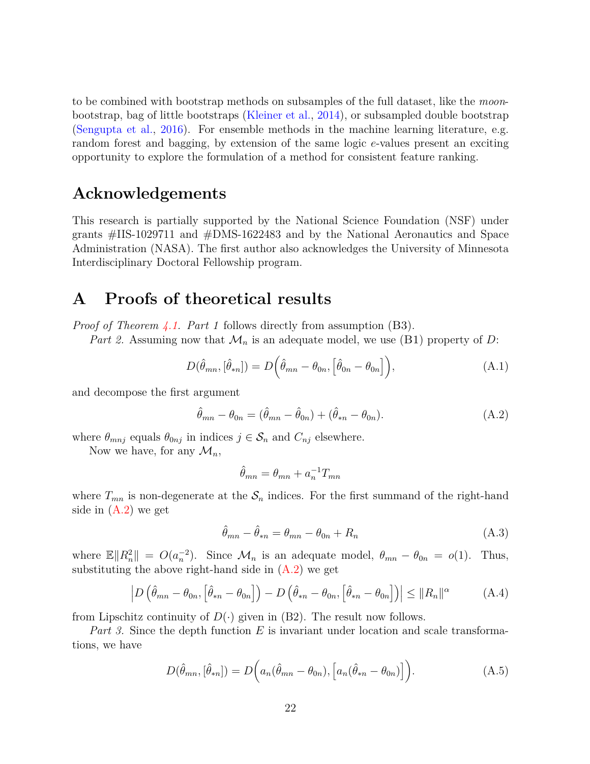to be combined with bootstrap methods on subsamples of the full dataset, like the *moon*-bootstrap, bag of little bootstraps (Kleiner et al., 2014), or subsampled double bootstrap (Sengupta et al., 2016). For ensemble methods in the machine learning literature, e.g. random forest and bagging, by extension of the same logic *e*-values present an exciting opportunity to explore the formulation of a method for consistent feature ranking.

## Acknowledgements

This research is partially supported by the National Science Foundation (NSF) under grants #IIS-1029711 and #DMS-1622483 and by the National Aeronautics and Space Administration (NASA). The first author also acknowledges the University of Minnesota Interdisciplinary Doctoral Fellowship program.

# A Proofs of theoretical results

*Proof of Theorem 4.1. Part 1* follows directly from assumption (B3).

*Part 2.* Assuming now that $\mathcal{M}_n$ is an adequate model, we use (B1) property of $D$:

$$D(\hat{\theta}_{mn}, [\hat{\theta}_{*n}]) = D\Big(\hat{\theta}_{mn} - \theta_{0n}, \Big[\hat{\theta}_{0n} - \theta_{0n}\Big]\Big), \tag{A.1}$$

and decompose the first argument

$$\hat{\theta}_{mn} - \theta_{0n} = (\hat{\theta}_{mn} - \hat{\theta}_{0n}) + (\hat{\theta}_{*n} - \theta_{0n}). \tag{A.2}$$

where $\theta_{mnj}$ equals $\theta_{0nj}$ in indices $j \in \mathcal{S}_n$ and $C_{nj}$ elsewhere.

Now we have, for any $\mathcal{M}_n$,

$$\hat{\theta}_{mn} = \theta_{mn} + a_n^{-1} T_{mn}$$

where $T_{mn}$ is non-degenerate at the $\mathcal{S}_n$ indices. For the first summand of the right-hand side in (A.2) we get

$$\hat{\theta}_{mn} - \hat{\theta}_{*n} = \theta_{mn} - \theta_{0n} + R_n \tag{A.3}$$

where $\mathbb{E}\|R_n^2\| = O(a_n^{-2})$. Since $\mathcal{M}_n$ is an adequate model, $\theta_{mn} - \theta_{0n} = o(1)$. Thus, substituting the above right-hand side in (A.2) we get

$$\Big| D\left(\hat{\theta}_{mn} - \theta_{0n}, \Big[\hat{\theta}_{*n} - \theta_{0n}\Big]\right) - D\left(\hat{\theta}_{*n} - \theta_{0n}, \Big[\hat{\theta}_{*n} - \theta_{0n}\Big]\right) \Big| \leq \|R_n\|^{\alpha} \tag{A.4}$$

from Lipschitz continuity of $D(\cdot)$ given in (B2). The result now follows.

*Part 3.* Since the depth function $E$ is invariant under location and scale transformations, we have

$$D(\hat{\theta}_{mn}, [\hat{\theta}_{*n}]) = D\Big(a_n(\hat{\theta}_{mn} - \theta_{0n}), \Big[a_n(\hat{\theta}_{*n} - \theta_{0n})\Big]\Big). \tag{A.5}$$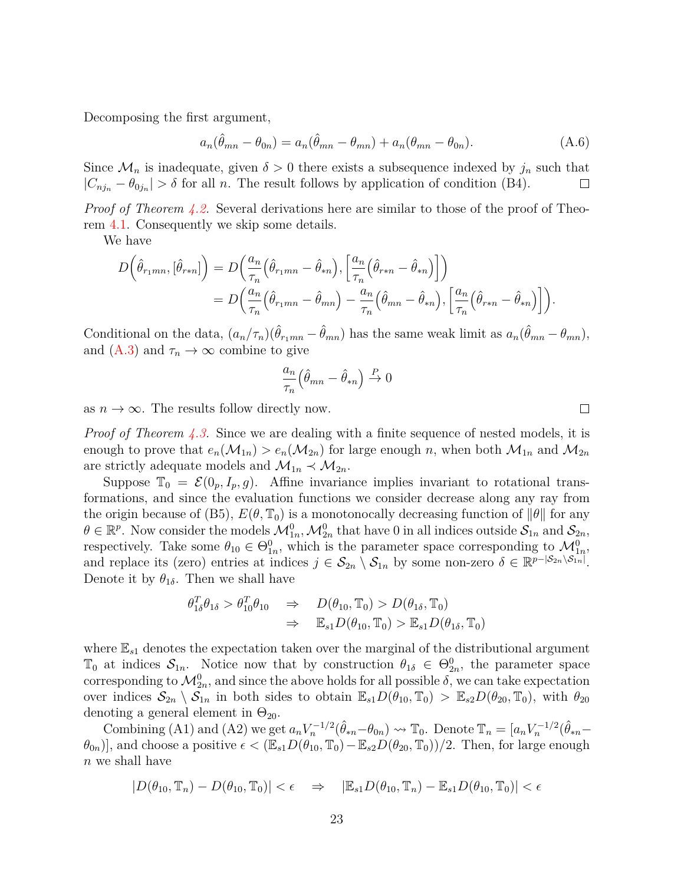Decomposing the first argument,

$$a_n(\hat{\theta}_{mn} - \theta_{0n}) = a_n(\hat{\theta}_{mn} - \theta_{mn}) + a_n(\theta_{mn} - \theta_{0n}). \tag{A.6}$$

Since $\mathcal{M}_n$ is inadequate, given $\delta > 0$ there exists a subsequence indexed by $j_n$ such that $|C_{nj_n} - \theta_{0j_n}| > \delta$ for all $n$. The result follows by application of condition (B4). $\square$

*Proof of Theorem 4.2.* Several derivations here are similar to those of the proof of Theorem 4.1. Consequently we skip some details.

We have

$$\begin{aligned} D\Big(\hat{\theta}_{r_1 mn}, [\hat{\theta}_{r*n}]\Big) &= D\Big(\frac{a_n}{\tau_n}\Big(\hat{\theta}_{r_1 mn} - \hat{\theta}_{*n}\Big), \Big[\frac{a_n}{\tau_n}\Big(\hat{\theta}_{r*n} - \hat{\theta}_{*n}\Big)\Big]\Big) \\ &= D\Big(\frac{a_n}{\tau_n}\Big(\hat{\theta}_{r_1 mn} - \hat{\theta}_{mn}\Big) - \frac{a_n}{\tau_n}\Big(\hat{\theta}_{mn} - \hat{\theta}_{*n}\Big), \Big[\frac{a_n}{\tau_n}\Big(\hat{\theta}_{r*n} - \hat{\theta}_{*n}\Big)\Big]\Big). \end{aligned}$$

Conditional on the data, $(a_n/\tau_n)(\hat{\theta}_{r_1 mn} - \hat{\theta}_{mn})$ has the same weak limit as $a_n(\hat{\theta}_{mn} - \theta_{mn})$, and (A.3) and $\tau_n \to \infty$ combine to give

$$\frac{a_n}{\tau_n}\Big(\hat{\theta}_{mn} - \hat{\theta}_{*n}\Big) \xrightarrow{P} 0$$

as $n \to \infty$. The results follow directly now. $\square$

*Proof of Theorem 4.3.* Since we are dealing with a finite sequence of nested models, it is enough to prove that $e_n(\mathcal{M}_{1n}) > e_n(\mathcal{M}_{2n})$ for large enough $n$, when both $\mathcal{M}_{1n}$ and $\mathcal{M}_{2n}$ are strictly adequate models and $\mathcal{M}_{1n} \prec \mathcal{M}_{2n}$.

Suppose $\mathbb{T}_0 = \mathcal{E}(0_p, I_p, g)$. Affine invariance implies invariant to rotational transformations, and since the evaluation functions we consider decrease along any ray from the origin because of (B5), $E(\theta, \mathbb{T}_0)$ is a monotonocally decreasing function of $\|\theta\|$ for any $\theta \in \mathbb{R}^p$. Now consider the models $\mathcal{M}^0_{1n}, \mathcal{M}^0_{2n}$ that have 0 in all indices outside $\mathcal{S}_{1n}$ and $\mathcal{S}_{2n}$, respectively. Take some $\theta_{10} \in \Theta^0_{1n}$, which is the parameter space corresponding to $\mathcal{M}^0_{1n}$, and replace its (zero) entries at indices $j \in \mathcal{S}_{2n} \setminus \mathcal{S}_{1n}$ by some non-zero $\delta \in \mathbb{R}^{p - |\mathcal{S}_{2n} \setminus \mathcal{S}_{1n}|}$. Denote it by $\theta_{1\delta}$. Then we shall have

$$\begin{aligned} \theta_{1\delta}^T \theta_{1\delta} > \theta_{10}^T \theta_{10} \quad &\Rightarrow \quad D(\theta_{10}, \mathbb{T}_0) > D(\theta_{1\delta}, \mathbb{T}_0) \\ &\Rightarrow \quad \mathbb{E}_{s1} D(\theta_{10}, \mathbb{T}_0) > \mathbb{E}_{s1} D(\theta_{1\delta}, \mathbb{T}_0) \end{aligned}$$

where $\mathbb{E}_{s1}$ denotes the expectation taken over the marginal of the distributional argument $\mathbb{T}_0$ at indices $\mathcal{S}_{1n}$. Notice now that by construction $\theta_{1\delta} \in \Theta^0_{2n}$, the parameter space corresponding to $\mathcal{M}^0_{2n}$, and since the above holds for all possible $\delta$, we can take expectation over indices $\mathcal{S}_{2n} \setminus \mathcal{S}_{1n}$ in both sides to obtain $\mathbb{E}_{s1} D(\theta_{10}, \mathbb{T}_0) > \mathbb{E}_{s2} D(\theta_{20}, \mathbb{T}_0)$, with $\theta_{20}$ denoting a general element in $\Theta_{20}$.

Combining (A1) and (A2) we get $a_n V_n^{-1/2}(\hat{\theta}_{*n} - \theta_{0n}) \rightsquigarrow \mathbb{T}_0$. Denote $\mathbb{T}_n = [a_n V_n^{-1/2}(\hat{\theta}_{*n} - \theta_{0n})]$, and choose a positive $\epsilon < (\mathbb{E}_{s1} D(\theta_{10}, \mathbb{T}_0) - \mathbb{E}_{s2} D(\theta_{20}, \mathbb{T}_0))/2$. Then, for large enough $n$ we shall have

$$|D(\theta_{10}, \mathbb{T}_n) - D(\theta_{10}, \mathbb{T}_0)| < \epsilon \quad \Rightarrow \quad |\mathbb{E}_{s1} D(\theta_{10}, \mathbb{T}_n) - \mathbb{E}_{s1} D(\theta_{10}, \mathbb{T}_0)| < \epsilon$$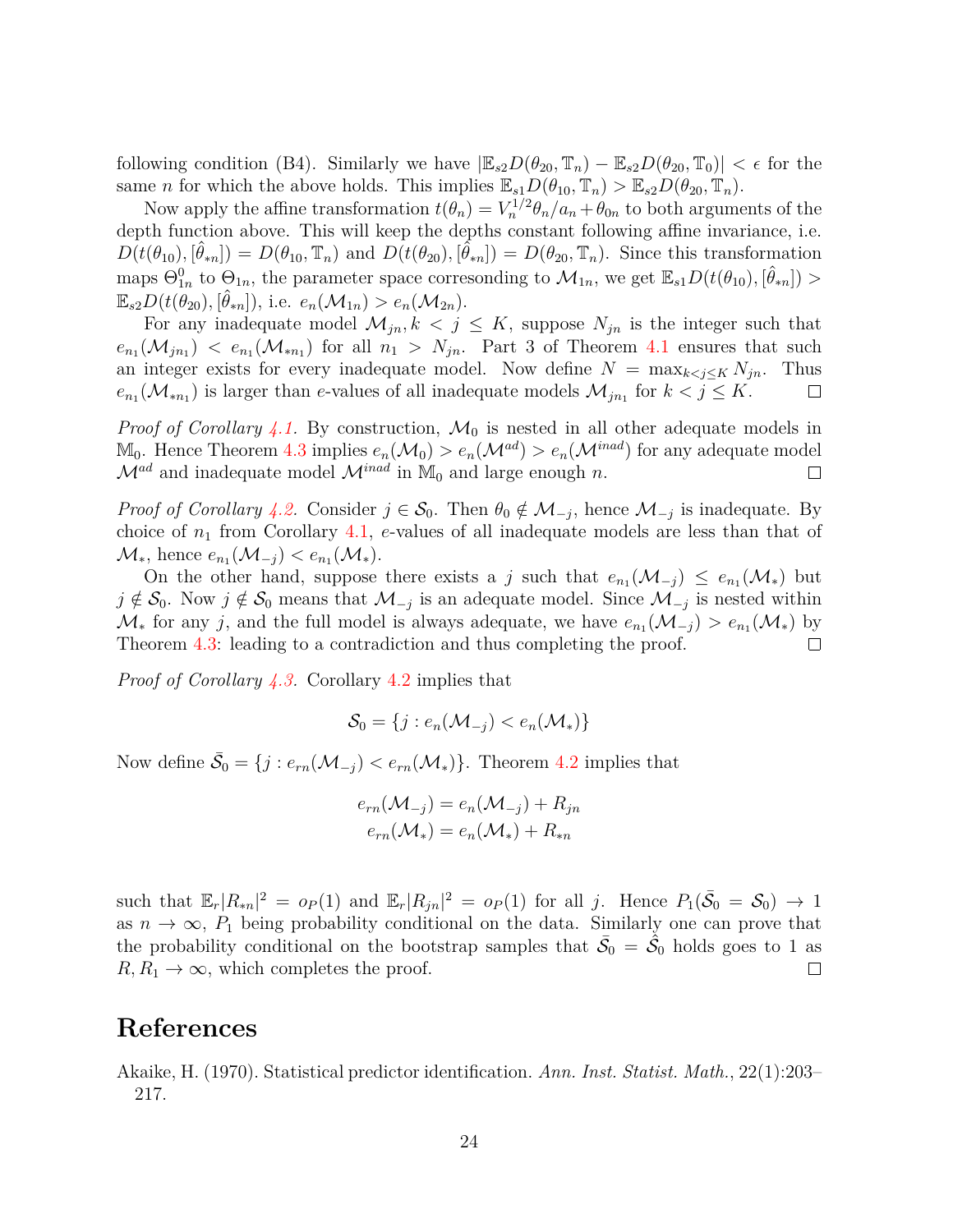following condition (B4). Similarly we have $|\mathbb{E}_{s2} D(\theta_{20}, \mathbb{T}_n) - \mathbb{E}_{s2} D(\theta_{20}, \mathbb{T}_0)| < \epsilon$ for the same $n$ for which the above holds. This implies $\mathbb{E}_{s1} D(\theta_{10}, \mathbb{T}_n) > \mathbb{E}_{s2} D(\theta_{20}, \mathbb{T}_n)$.

Now apply the affine transformation $t(\theta_n) = V_n^{1/2} \theta_n / a_n + \theta_{0n}$ to both arguments of the depth function above. This will keep the depths constant following affine invariance, i.e. $D(t(\theta_{10}), [\hat{\theta}_{*n}]) = D(\theta_{10}, \mathbb{T}_n)$ and $D(t(\theta_{20}), [\hat{\theta}_{*n}]) = D(\theta_{20}, \mathbb{T}_n)$. Since this transformation maps $\Theta^0_{1n}$ to $\Theta_{1n}$, the parameter space corresonding to $\mathcal{M}_{1n}$, we get $\mathbb{E}_{s1} D(t(\theta_{10}), [\hat{\theta}_{*n}]) > \mathbb{E}_{s2} D(t(\theta_{20}), [\hat{\theta}_{*n}])$, i.e. $e_n(\mathcal{M}_{1n}) > e_n(\mathcal{M}_{2n})$.

For any inadequate model $\mathcal{M}_{jn}, k < j \leq K$, suppose $N_{jn}$ is the integer such that $e_{n_1}(\mathcal{M}_{jn_1}) < e_{n_1}(\mathcal{M}_{*n_1})$ for all $n_1 > N_{jn}$. Part 3 of Theorem 4.1 ensures that such an integer exists for every inadequate model. Now define $N = \max_{k<j\leq K} N_{jn}$. Thus $e_{n_1}(\mathcal{M}_{*n_1})$ is larger than $e$-values of all inadequate models $\mathcal{M}_{jn_1}$ for $k < j \leq K$. □

*Proof of Corollary 4.1.* By construction, $\mathcal{M}_0$ is nested in all other adequate models in $\mathbb{M}_0$. Hence Theorem 4.3 implies $e_n(\mathcal{M}_0) > e_n(\mathcal{M}^{ad}) > e_n(\mathcal{M}^{inad})$ for any adequate model $\mathcal{M}^{ad}$ and inadequate model $\mathcal{M}^{inad}$ in $\mathbb{M}_0$ and large enough $n$. □

*Proof of Corollary 4.2.* Consider $j \in \mathcal{S}_0$. Then $\theta_0 \notin \mathcal{M}_{-j}$, hence $\mathcal{M}_{-j}$ is inadequate. By choice of $n_1$ from Corollary 4.1, $e$-values of all inadequate models are less than that of $\mathcal{M}_*$, hence $e_{n_1}(\mathcal{M}_{-j}) < e_{n_1}(\mathcal{M}_*)$.

On the other hand, suppose there exists a $j$ such that $e_{n_1}(\mathcal{M}_{-j}) \leq e_{n_1}(\mathcal{M}_*)$ but $j \notin \mathcal{S}_0$. Now $j \notin \mathcal{S}_0$ means that $\mathcal{M}_{-j}$ is an adequate model. Since $\mathcal{M}_{-j}$ is nested within $\mathcal{M}_*$ for any $j$, and the full model is always adequate, we have $e_{n_1}(\mathcal{M}_{-j}) > e_{n_1}(\mathcal{M}_*)$ by Theorem 4.3: leading to a contradiction and thus completing the proof. □

*Proof of Corollary 4.3.* Corollary 4.2 implies that

$$\mathcal{S}_0 = \{j : e_n(\mathcal{M}_{-j}) < e_n(\mathcal{M}_*)\}$$

Now define $\bar{\mathcal{S}}_0 = \{j : e_{rn}(\mathcal{M}_{-j}) < e_{rn}(\mathcal{M}_*)\}$. Theorem 4.2 implies that

$$e_{rn}(\mathcal{M}_{-j}) = e_n(\mathcal{M}_{-j}) + R_{jn}$$
$$e_{rn}(\mathcal{M}_*) = e_n(\mathcal{M}_*) + R_{*n}$$

such that $\mathbb{E}_r |R_{*n}|^2 = o_P(1)$ and $\mathbb{E}_r |R_{jn}|^2 = o_P(1)$ for all $j$. Hence $P_1(\bar{\mathcal{S}}_0 = \mathcal{S}_0) \to 1$ as $n \to \infty$, $P_1$ being probability conditional on the data. Similarly one can prove that the probability conditional on the bootstrap samples that $\bar{\mathcal{S}}_0 = \hat{\mathcal{S}}_0$ holds goes to 1 as $R, R_1 \to \infty$, which completes the proof. □

## References

Akaike, H. (1970). Statistical predictor identification. *Ann. Inst. Statist. Math.*, 22(1):203–217.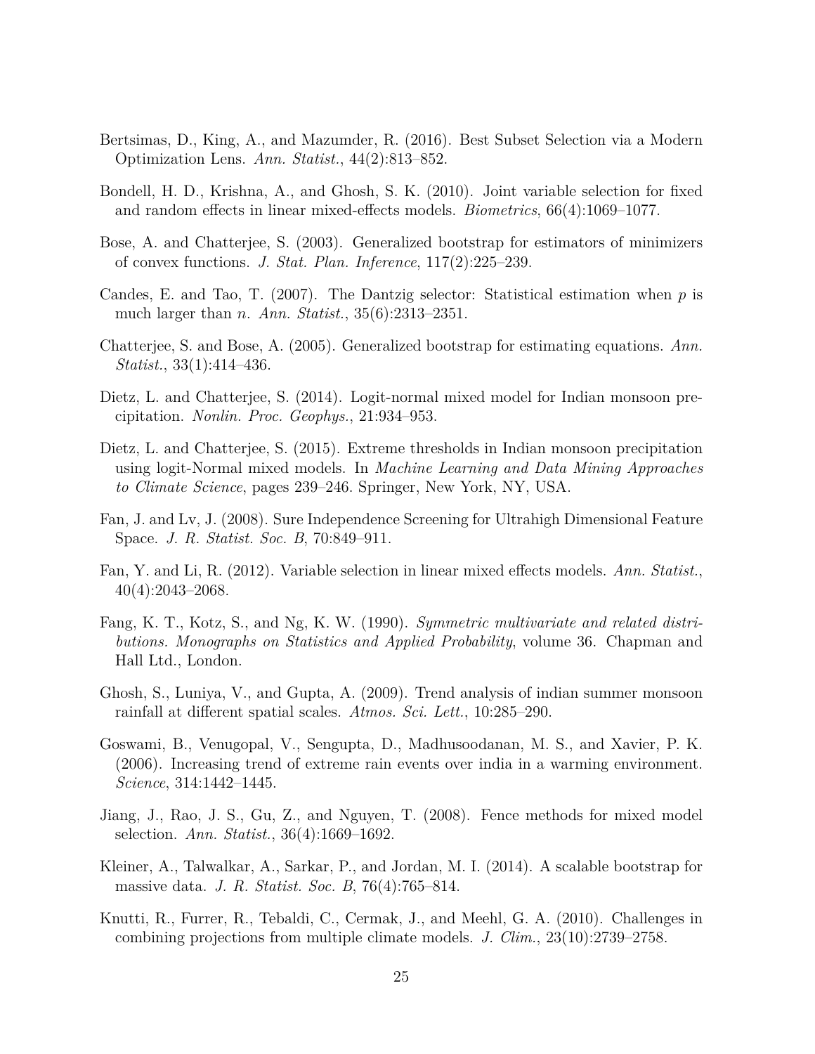Bertsimas, D., King, A., and Mazumder, R. (2016). Best Subset Selection via a Modern Optimization Lens. *Ann. Statist.*, 44(2):813–852.

Bondell, H. D., Krishna, A., and Ghosh, S. K. (2010). Joint variable selection for fixed and random effects in linear mixed-effects models. *Biometrics*, 66(4):1069–1077.

Bose, A. and Chatterjee, S. (2003). Generalized bootstrap for estimators of minimizers of convex functions. *J. Stat. Plan. Inference*, 117(2):225–239.

Candes, E. and Tao, T. (2007). The Dantzig selector: Statistical estimation when $p$ is much larger than $n$. *Ann. Statist.*, 35(6):2313–2351.

Chatterjee, S. and Bose, A. (2005). Generalized bootstrap for estimating equations. *Ann. Statist.*, 33(1):414–436.

Dietz, L. and Chatterjee, S. (2014). Logit-normal mixed model for Indian monsoon precipitation. *Nonlin. Proc. Geophys.*, 21:934–953.

Dietz, L. and Chatterjee, S. (2015). Extreme thresholds in Indian monsoon precipitation using logit-Normal mixed models. In *Machine Learning and Data Mining Approaches to Climate Science*, pages 239–246. Springer, New York, NY, USA.

Fan, J. and Lv, J. (2008). Sure Independence Screening for Ultrahigh Dimensional Feature Space. *J. R. Statist. Soc. B*, 70:849–911.

Fan, Y. and Li, R. (2012). Variable selection in linear mixed effects models. *Ann. Statist.*, 40(4):2043–2068.

Fang, K. T., Kotz, S., and Ng, K. W. (1990). *Symmetric multivariate and related distributions. Monographs on Statistics and Applied Probability*, volume 36. Chapman and Hall Ltd., London.

Ghosh, S., Luniya, V., and Gupta, A. (2009). Trend analysis of indian summer monsoon rainfall at different spatial scales. *Atmos. Sci. Lett.*, 10:285–290.

Goswami, B., Venugopal, V., Sengupta, D., Madhusoodanan, M. S., and Xavier, P. K. (2006). Increasing trend of extreme rain events over india in a warming environment. *Science*, 314:1442–1445.

Jiang, J., Rao, J. S., Gu, Z., and Nguyen, T. (2008). Fence methods for mixed model selection. *Ann. Statist.*, 36(4):1669–1692.

Kleiner, A., Talwalkar, A., Sarkar, P., and Jordan, M. I. (2014). A scalable bootstrap for massive data. *J. R. Statist. Soc. B*, 76(4):765–814.

Knutti, R., Furrer, R., Tebaldi, C., Cermak, J., and Meehl, G. A. (2010). Challenges in combining projections from multiple climate models. *J. Clim.*, 23(10):2739–2758.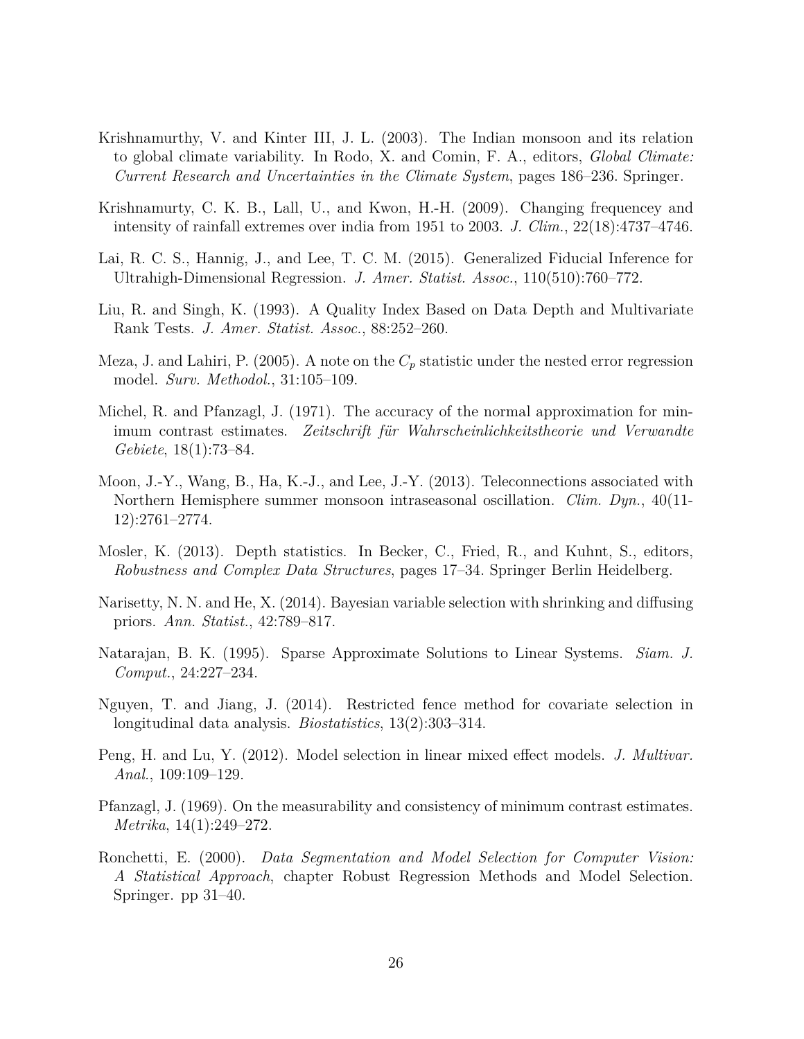Krishnamurthy, V. and Kinter III, J. L. (2003). The Indian monsoon and its relation to global climate variability. In Rodo, X. and Comin, F. A., editors, *Global Climate: Current Research and Uncertainties in the Climate System*, pages 186–236. Springer.

Krishnamurty, C. K. B., Lall, U., and Kwon, H.-H. (2009). Changing frequencey and intensity of rainfall extremes over india from 1951 to 2003. *J. Clim.*, 22(18):4737–4746.

Lai, R. C. S., Hannig, J., and Lee, T. C. M. (2015). Generalized Fiducial Inference for Ultrahigh-Dimensional Regression. *J. Amer. Statist. Assoc.*, 110(510):760–772.

Liu, R. and Singh, K. (1993). A Quality Index Based on Data Depth and Multivariate Rank Tests. *J. Amer. Statist. Assoc.*, 88:252–260.

Meza, J. and Lahiri, P. (2005). A note on the $C_p$ statistic under the nested error regression model. *Surv. Methodol.*, 31:105–109.

Michel, R. and Pfanzagl, J. (1971). The accuracy of the normal approximation for minimum contrast estimates. *Zeitschrift für Wahrscheinlichkeitstheorie und Verwandte Gebiete*, 18(1):73–84.

Moon, J.-Y., Wang, B., Ha, K.-J., and Lee, J.-Y. (2013). Teleconnections associated with Northern Hemisphere summer monsoon intraseasonal oscillation. *Clim. Dyn.*, 40(11-12):2761–2774.

Mosler, K. (2013). Depth statistics. In Becker, C., Fried, R., and Kuhnt, S., editors, *Robustness and Complex Data Structures*, pages 17–34. Springer Berlin Heidelberg.

Narisetty, N. N. and He, X. (2014). Bayesian variable selection with shrinking and diffusing priors. *Ann. Statist.*, 42:789–817.

Natarajan, B. K. (1995). Sparse Approximate Solutions to Linear Systems. *Siam. J. Comput.*, 24:227–234.

Nguyen, T. and Jiang, J. (2014). Restricted fence method for covariate selection in longitudinal data analysis. *Biostatistics*, 13(2):303–314.

Peng, H. and Lu, Y. (2012). Model selection in linear mixed effect models. *J. Multivar. Anal.*, 109:109–129.

Pfanzagl, J. (1969). On the measurability and consistency of minimum contrast estimates. *Metrika*, 14(1):249–272.

Ronchetti, E. (2000). *Data Segmentation and Model Selection for Computer Vision: A Statistical Approach*, chapter Robust Regression Methods and Model Selection. Springer. pp 31–40.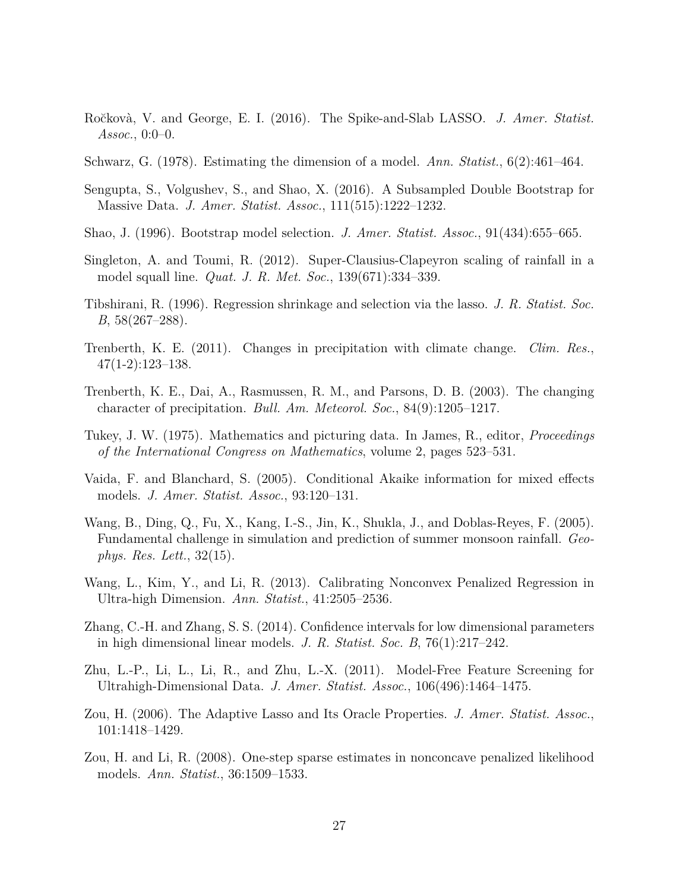Ročkovà, V. and George, E. I. (2016). The Spike-and-Slab LASSO. *J. Amer. Statist. Assoc.*, 0:0–0.

Schwarz, G. (1978). Estimating the dimension of a model. *Ann. Statist.*, 6(2):461–464.

Sengupta, S., Volgushev, S., and Shao, X. (2016). A Subsampled Double Bootstrap for Massive Data. *J. Amer. Statist. Assoc.*, 111(515):1222–1232.

Shao, J. (1996). Bootstrap model selection. *J. Amer. Statist. Assoc.*, 91(434):655–665.

Singleton, A. and Toumi, R. (2012). Super-Clausius-Clapeyron scaling of rainfall in a model squall line. *Quat. J. R. Met. Soc.*, 139(671):334–339.

Tibshirani, R. (1996). Regression shrinkage and selection via the lasso. *J. R. Statist. Soc. B*, 58(267–288).

Trenberth, K. E. (2011). Changes in precipitation with climate change. *Clim. Res.*, 47(1-2):123–138.

Trenberth, K. E., Dai, A., Rasmussen, R. M., and Parsons, D. B. (2003). The changing character of precipitation. *Bull. Am. Meteorol. Soc.*, 84(9):1205–1217.

Tukey, J. W. (1975). Mathematics and picturing data. In James, R., editor, *Proceedings of the International Congress on Mathematics*, volume 2, pages 523–531.

Vaida, F. and Blanchard, S. (2005). Conditional Akaike information for mixed effects models. *J. Amer. Statist. Assoc.*, 93:120–131.

Wang, B., Ding, Q., Fu, X., Kang, I.-S., Jin, K., Shukla, J., and Doblas-Reyes, F. (2005). Fundamental challenge in simulation and prediction of summer monsoon rainfall. *Geophys. Res. Lett.*, 32(15).

Wang, L., Kim, Y., and Li, R. (2013). Calibrating Nonconvex Penalized Regression in Ultra-high Dimension. *Ann. Statist.*, 41:2505–2536.

Zhang, C.-H. and Zhang, S. S. (2014). Confidence intervals for low dimensional parameters in high dimensional linear models. *J. R. Statist. Soc. B*, 76(1):217–242.

Zhu, L.-P., Li, L., Li, R., and Zhu, L.-X. (2011). Model-Free Feature Screening for Ultrahigh-Dimensional Data. *J. Amer. Statist. Assoc.*, 106(496):1464–1475.

Zou, H. (2006). The Adaptive Lasso and Its Oracle Properties. *J. Amer. Statist. Assoc.*, 101:1418–1429.

Zou, H. and Li, R. (2008). One-step sparse estimates in nonconcave penalized likelihood models. *Ann. Statist.*, 36:1509–1533.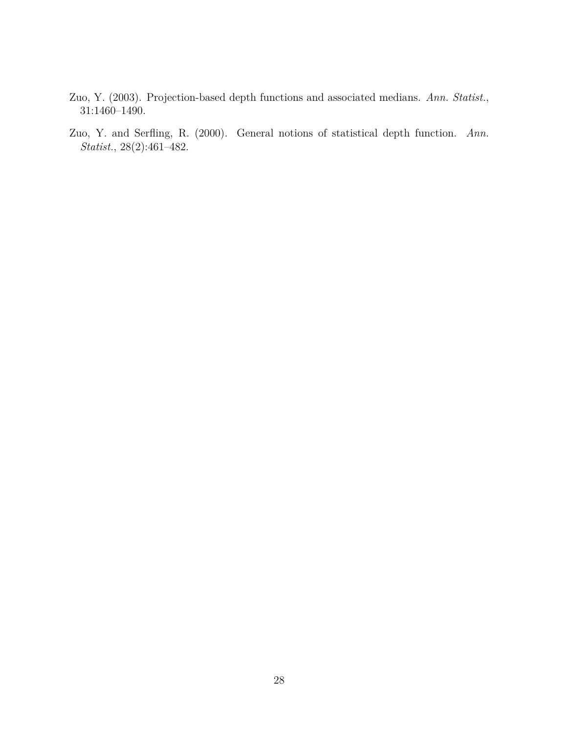Zuo, Y. (2003). Projection-based depth functions and associated medians. *Ann. Statist.*, 31:1460–1490.

Zuo, Y. and Serfling, R. (2000). General notions of statistical depth function. *Ann. Statist.*, 28(2):461–482.